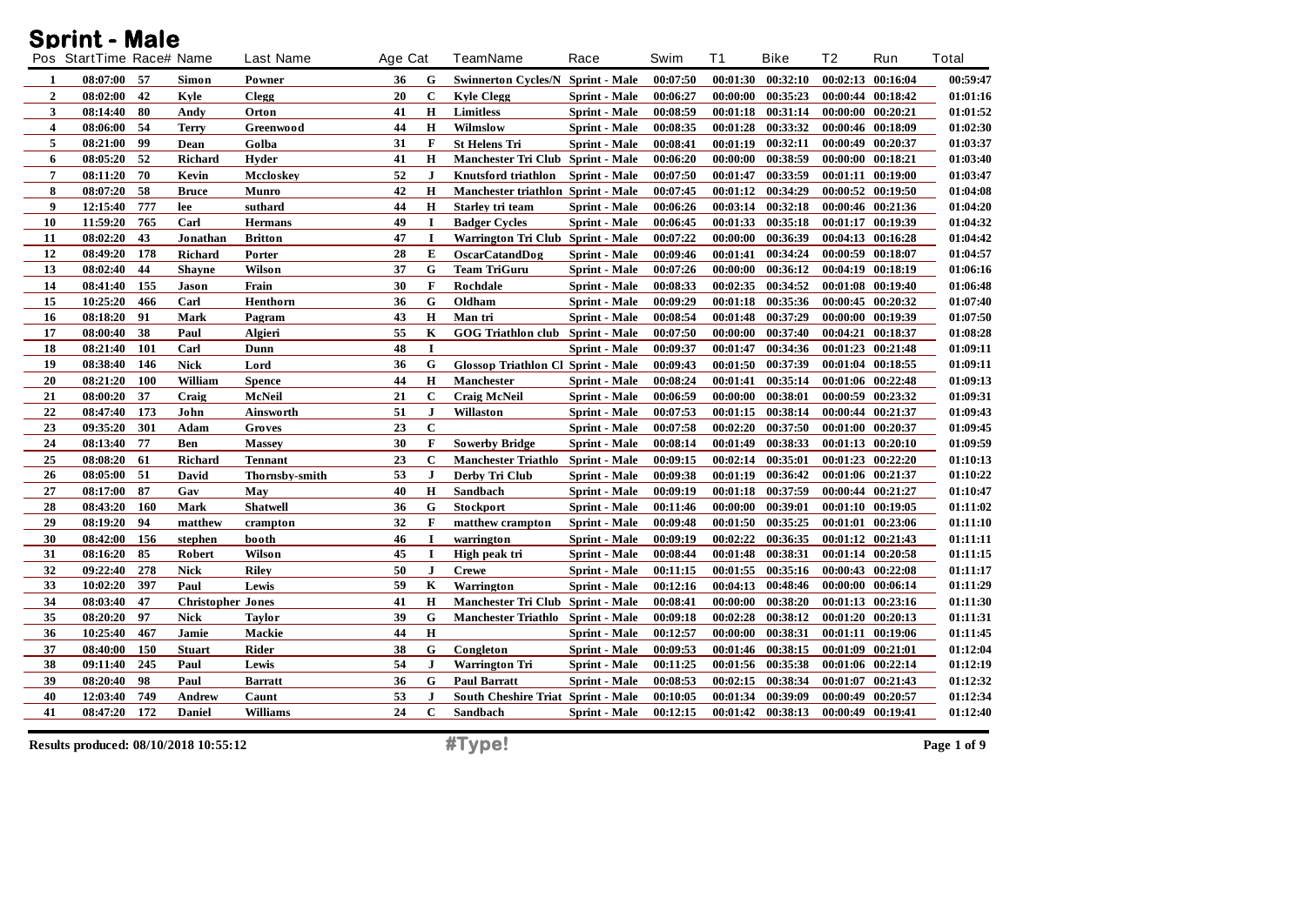# Sprint - Male

| Pos | StartTime | Race# | Name | Last Name | Age | Cat | TeamName | Race | Swim | T1 | Bike | T2 | Run | Total |
|---|---|---|---|---|---|---|---|---|---|---|---|---|---|---|
| 1 | 08:07:00 | 57 | Simon | Powner | 36 | G | Swinnerton Cycles/N | Sprint - Male | 00:07:50 | 00:01:30 | 00:32:10 | 00:02:13 | 00:16:04 | 00:59:47 |
| 2 | 08:02:00 | 42 | Kyle | Clegg | 20 | C | Kyle Clegg | Sprint - Male | 00:06:27 | 00:00:00 | 00:35:23 | 00:00:44 | 00:18:42 | 01:01:16 |
| 3 | 08:14:40 | 80 | Andy | Orton | 41 | H | Limitless | Sprint - Male | 00:08:59 | 00:01:18 | 00:31:14 | 00:00:00 | 00:20:21 | 01:01:52 |
| 4 | 08:06:00 | 54 | Terry | Greenwood | 44 | H | Wilmslow | Sprint - Male | 00:08:35 | 00:01:28 | 00:33:32 | 00:00:46 | 00:18:09 | 01:02:30 |
| 5 | 08:21:00 | 99 | Dean | Golba | 31 | F | St Helens Tri | Sprint - Male | 00:08:41 | 00:01:19 | 00:32:11 | 00:00:49 | 00:20:37 | 01:03:37 |
| 6 | 08:05:20 | 52 | Richard | Hyder | 41 | H | Manchester Tri Club | Sprint - Male | 00:06:20 | 00:00:00 | 00:38:59 | 00:00:00 | 00:18:21 | 01:03:40 |
| 7 | 08:11:20 | 70 | Kevin | Mccloskey | 52 | J | Knutsford triathlon | Sprint - Male | 00:07:50 | 00:01:47 | 00:33:59 | 00:01:11 | 00:19:00 | 01:03:47 |
| 8 | 08:07:20 | 58 | Bruce | Munro | 42 | H | Manchester triathlon | Sprint - Male | 00:07:45 | 00:01:12 | 00:34:29 | 00:00:52 | 00:19:50 | 01:04:08 |
| 9 | 12:15:40 | 777 | lee | suthard | 44 | H | Starley tri team | Sprint - Male | 00:06:26 | 00:03:14 | 00:32:18 | 00:00:46 | 00:21:36 | 01:04:20 |
| 10 | 11:59:20 | 765 | Carl | Hermans | 49 | I | Badger Cycles | Sprint - Male | 00:06:45 | 00:01:33 | 00:35:18 | 00:01:17 | 00:19:39 | 01:04:32 |
| 11 | 08:02:20 | 43 | Jonathan | Britton | 47 | I | Warrington Tri Club | Sprint - Male | 00:07:22 | 00:00:00 | 00:36:39 | 00:04:13 | 00:16:28 | 01:04:42 |
| 12 | 08:49:20 | 178 | Richard | Porter | 28 | E | OscarCatandDog | Sprint - Male | 00:09:46 | 00:01:41 | 00:34:24 | 00:00:59 | 00:18:07 | 01:04:57 |
| 13 | 08:02:40 | 44 | Shayne | Wilson | 37 | G | Team TriGuru | Sprint - Male | 00:07:26 | 00:00:00 | 00:36:12 | 00:04:19 | 00:18:19 | 01:06:16 |
| 14 | 08:41:40 | 155 | Jason | Frain | 30 | F | Rochdale | Sprint - Male | 00:08:33 | 00:02:35 | 00:34:52 | 00:01:08 | 00:19:40 | 01:06:48 |
| 15 | 10:25:20 | 466 | Carl | Henthorn | 36 | G | Oldham | Sprint - Male | 00:09:29 | 00:01:18 | 00:35:36 | 00:00:45 | 00:20:32 | 01:07:40 |
| 16 | 08:18:20 | 91 | Mark | Pagram | 43 | H | Man tri | Sprint - Male | 00:08:54 | 00:01:48 | 00:37:29 | 00:00:00 | 00:19:39 | 01:07:50 |
| 17 | 08:00:40 | 38 | Paul | Algieri | 55 | K | GOG Triathlon club | Sprint - Male | 00:07:50 | 00:00:00 | 00:37:40 | 00:04:21 | 00:18:37 | 01:08:28 |
| 18 | 08:21:40 | 101 | Carl | Dunn | 48 | I | | Sprint - Male | 00:09:37 | 00:01:47 | 00:34:36 | 00:01:23 | 00:21:48 | 01:09:11 |
| 19 | 08:38:40 | 146 | Nick | Lord | 36 | G | Glossop Triathlon Cl | Sprint - Male | 00:09:43 | 00:01:50 | 00:37:39 | 00:01:04 | 00:18:55 | 01:09:11 |
| 20 | 08:21:20 | 100 | William | Spence | 44 | H | Manchester | Sprint - Male | 00:08:24 | 00:01:41 | 00:35:14 | 00:01:06 | 00:22:48 | 01:09:13 |
| 21 | 08:00:20 | 37 | Craig | McNeil | 21 | C | Craig McNeil | Sprint - Male | 00:06:59 | 00:00:00 | 00:38:01 | 00:00:59 | 00:23:32 | 01:09:31 |
| 22 | 08:47:40 | 173 | John | Ainsworth | 51 | J | Willaston | Sprint - Male | 00:07:53 | 00:01:15 | 00:38:14 | 00:00:44 | 00:21:37 | 01:09:43 |
| 23 | 09:35:20 | 301 | Adam | Groves | 23 | C | | Sprint - Male | 00:07:58 | 00:02:20 | 00:37:50 | 00:01:00 | 00:20:37 | 01:09:45 |
| 24 | 08:13:40 | 77 | Ben | Massey | 30 | F | Sowerby Bridge | Sprint - Male | 00:08:14 | 00:01:49 | 00:38:33 | 00:01:13 | 00:20:10 | 01:09:59 |
| 25 | 08:08:20 | 61 | Richard | Tennant | 23 | C | Manchester Triathlo | Sprint - Male | 00:09:15 | 00:02:14 | 00:35:01 | 00:01:23 | 00:22:20 | 01:10:13 |
| 26 | 08:05:00 | 51 | David | Thornsby-smith | 53 | J | Derby Tri Club | Sprint - Male | 00:09:38 | 00:01:19 | 00:36:42 | 00:01:06 | 00:21:37 | 01:10:22 |
| 27 | 08:17:00 | 87 | Gav | May | 40 | H | Sandbach | Sprint - Male | 00:09:19 | 00:01:18 | 00:37:59 | 00:00:44 | 00:21:27 | 01:10:47 |
| 28 | 08:43:20 | 160 | Mark | Shatwell | 36 | G | Stockport | Sprint - Male | 00:11:46 | 00:00:00 | 00:39:01 | 00:01:10 | 00:19:05 | 01:11:02 |
| 29 | 08:19:20 | 94 | matthew | crampton | 32 | F | matthew crampton | Sprint - Male | 00:09:48 | 00:01:50 | 00:35:25 | 00:01:01 | 00:23:06 | 01:11:10 |
| 30 | 08:42:00 | 156 | stephen | booth | 46 | I | warrington | Sprint - Male | 00:09:19 | 00:02:22 | 00:36:35 | 00:01:12 | 00:21:43 | 01:11:11 |
| 31 | 08:16:20 | 85 | Robert | Wilson | 45 | I | High peak tri | Sprint - Male | 00:08:44 | 00:01:48 | 00:38:31 | 00:01:14 | 00:20:58 | 01:11:15 |
| 32 | 09:22:40 | 278 | Nick | Riley | 50 | J | Crewe | Sprint - Male | 00:11:15 | 00:01:55 | 00:35:16 | 00:00:43 | 00:22:08 | 01:11:17 |
| 33 | 10:02:20 | 397 | Paul | Lewis | 59 | K | Warrington | Sprint - Male | 00:12:16 | 00:04:13 | 00:48:46 | 00:00:00 | 00:06:14 | 01:11:29 |
| 34 | 08:03:40 | 47 | Christopher | Jones | 41 | H | Manchester Tri Club | Sprint - Male | 00:08:41 | 00:00:00 | 00:38:20 | 00:01:13 | 00:23:16 | 01:11:30 |
| 35 | 08:20:20 | 97 | Nick | Taylor | 39 | G | Manchester Triathlo | Sprint - Male | 00:09:18 | 00:02:28 | 00:38:12 | 00:01:20 | 00:20:13 | 01:11:31 |
| 36 | 10:25:40 | 467 | Jamie | Mackie | 44 | H | | Sprint - Male | 00:12:57 | 00:00:00 | 00:38:31 | 00:01:11 | 00:19:06 | 01:11:45 |
| 37 | 08:40:00 | 150 | Stuart | Rider | 38 | G | Congleton | Sprint - Male | 00:09:53 | 00:01:46 | 00:38:15 | 00:01:09 | 00:21:01 | 01:12:04 |
| 38 | 09:11:40 | 245 | Paul | Lewis | 54 | J | Warrington Tri | Sprint - Male | 00:11:25 | 00:01:56 | 00:35:38 | 00:01:06 | 00:22:14 | 01:12:19 |
| 39 | 08:20:40 | 98 | Paul | Barratt | 36 | G | Paul Barratt | Sprint - Male | 00:08:53 | 00:02:15 | 00:38:34 | 00:01:07 | 00:21:43 | 01:12:32 |
| 40 | 12:03:40 | 749 | Andrew | Caunt | 53 | J | South Cheshire Triat | Sprint - Male | 00:10:05 | 00:01:34 | 00:39:09 | 00:00:49 | 00:20:57 | 01:12:34 |
| 41 | 08:47:20 | 172 | Daniel | Williams | 24 | C | Sandbach | Sprint - Male | 00:12:15 | 00:01:42 | 00:38:13 | 00:00:49 | 00:19:41 | 01:12:40 |

Results produced: 08/10/2018 10:55:12

#Type!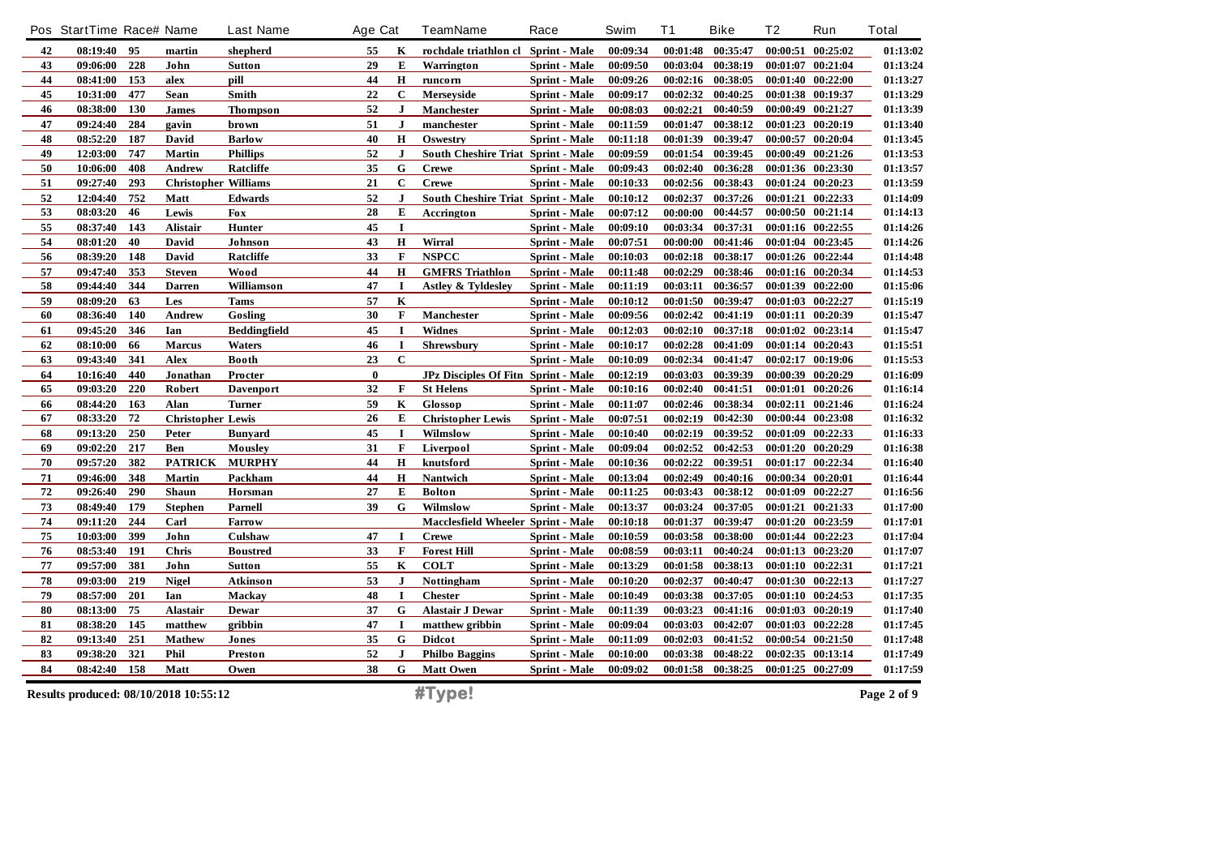| Pos | StartTime | Race# | Name | Last Name | Age | Cat | TeamName | Race | Swim | T1 | Bike | T2 | Run | Total |
|---|---|---|---|---|---|---|---|---|---|---|---|---|---|---|
| 42 | 08:19:40 | 95 | martin | shepherd | 55 | K | rochdale triathlon cl | Sprint - Male | 00:09:34 | 00:01:48 | 00:35:47 | 00:00:51 | 00:25:02 | 01:13:02 |
| 43 | 09:06:00 | 228 | John | Sutton | 29 | E | Warrington | Sprint - Male | 00:09:50 | 00:03:04 | 00:38:19 | 00:01:07 | 00:21:04 | 01:13:24 |
| 44 | 08:41:00 | 153 | alex | pill | 44 | H | runcorn | Sprint - Male | 00:09:26 | 00:02:16 | 00:38:05 | 00:01:40 | 00:22:00 | 01:13:27 |
| 45 | 10:31:00 | 477 | Sean | Smith | 22 | C | Merseyside | Sprint - Male | 00:09:17 | 00:02:32 | 00:40:25 | 00:01:38 | 00:19:37 | 01:13:29 |
| 46 | 08:38:00 | 130 | James | Thompson | 52 | J | Manchester | Sprint - Male | 00:08:03 | 00:02:21 | 00:40:59 | 00:00:49 | 00:21:27 | 01:13:39 |
| 47 | 09:24:40 | 284 | gavin | brown | 51 | J | manchester | Sprint - Male | 00:11:59 | 00:01:47 | 00:38:12 | 00:01:23 | 00:20:19 | 01:13:40 |
| 48 | 08:52:20 | 187 | David | Barlow | 40 | H | Oswestry | Sprint - Male | 00:11:18 | 00:01:39 | 00:39:47 | 00:00:57 | 00:20:04 | 01:13:45 |
| 49 | 12:03:00 | 747 | Martin | Phillips | 52 | J | South Cheshire Triat | Sprint - Male | 00:09:59 | 00:01:54 | 00:39:45 | 00:00:49 | 00:21:26 | 01:13:53 |
| 50 | 10:06:00 | 408 | Andrew | Ratcliffe | 35 | G | Crewe | Sprint - Male | 00:09:43 | 00:02:40 | 00:36:28 | 00:01:36 | 00:23:30 | 01:13:57 |
| 51 | 09:27:40 | 293 | Christopher | Williams | 21 | C | Crewe | Sprint - Male | 00:10:33 | 00:02:56 | 00:38:43 | 00:01:24 | 00:20:23 | 01:13:59 |
| 52 | 12:04:40 | 752 | Matt | Edwards | 52 | J | South Cheshire Triat | Sprint - Male | 00:10:12 | 00:02:37 | 00:37:26 | 00:01:21 | 00:22:33 | 01:14:09 |
| 53 | 08:03:20 | 46 | Lewis | Fox | 28 | E | Accrington | Sprint - Male | 00:07:12 | 00:00:00 | 00:44:57 | 00:00:50 | 00:21:14 | 01:14:13 |
| 55 | 08:37:40 | 143 | Alistair | Hunter | 45 | I | | Sprint - Male | 00:09:10 | 00:03:34 | 00:37:31 | 00:01:16 | 00:22:55 | 01:14:26 |
| 54 | 08:01:20 | 40 | David | Johnson | 43 | H | Wirral | Sprint - Male | 00:07:51 | 00:00:00 | 00:41:46 | 00:01:04 | 00:23:45 | 01:14:26 |
| 56 | 08:39:20 | 148 | David | Ratcliffe | 33 | F | NSPCC | Sprint - Male | 00:10:03 | 00:02:18 | 00:38:17 | 00:01:26 | 00:22:44 | 01:14:48 |
| 57 | 09:47:40 | 353 | Steven | Wood | 44 | H | GMFRS Triathlon | Sprint - Male | 00:11:48 | 00:02:29 | 00:38:46 | 00:01:16 | 00:20:34 | 01:14:53 |
| 58 | 09:44:40 | 344 | Darren | Williamson | 47 | I | Astley & Tyldesley | Sprint - Male | 00:11:19 | 00:03:11 | 00:36:57 | 00:01:39 | 00:22:00 | 01:15:06 |
| 59 | 08:09:20 | 63 | Les | Tams | 57 | K | | Sprint - Male | 00:10:12 | 00:01:50 | 00:39:47 | 00:01:03 | 00:22:27 | 01:15:19 |
| 60 | 08:36:40 | 140 | Andrew | Gosling | 30 | F | Manchester | Sprint - Male | 00:09:56 | 00:02:42 | 00:41:19 | 00:01:11 | 00:20:39 | 01:15:47 |
| 61 | 09:45:20 | 346 | Ian | Beddingfield | 45 | I | Widnes | Sprint - Male | 00:12:03 | 00:02:10 | 00:37:18 | 00:01:02 | 00:23:14 | 01:15:47 |
| 62 | 08:10:00 | 66 | Marcus | Waters | 46 | I | Shrewsbury | Sprint - Male | 00:10:17 | 00:02:28 | 00:41:09 | 00:01:14 | 00:20:43 | 01:15:51 |
| 63 | 09:43:40 | 341 | Alex | Booth | 23 | C | | Sprint - Male | 00:10:09 | 00:02:34 | 00:41:47 | 00:02:17 | 00:19:06 | 01:15:53 |
| 64 | 10:16:40 | 440 | Jonathan | Procter | 0 | | JPz Disciples Of Fitn | Sprint - Male | 00:12:19 | 00:03:03 | 00:39:39 | 00:00:39 | 00:20:29 | 01:16:09 |
| 65 | 09:03:20 | 220 | Robert | Davenport | 32 | F | St Helens | Sprint - Male | 00:10:16 | 00:02:40 | 00:41:51 | 00:01:01 | 00:20:26 | 01:16:14 |
| 66 | 08:44:20 | 163 | Alan | Turner | 59 | K | Glossop | Sprint - Male | 00:11:07 | 00:02:46 | 00:38:34 | 00:02:11 | 00:21:46 | 01:16:24 |
| 67 | 08:33:20 | 72 | Christopher | Lewis | 26 | E | Christopher Lewis | Sprint - Male | 00:07:51 | 00:02:19 | 00:42:30 | 00:00:44 | 00:23:08 | 01:16:32 |
| 68 | 09:13:20 | 250 | Peter | Bunyard | 45 | I | Wilmslow | Sprint - Male | 00:10:40 | 00:02:19 | 00:39:52 | 00:01:09 | 00:22:33 | 01:16:33 |
| 69 | 09:02:20 | 217 | Ben | Mousley | 31 | F | Liverpool | Sprint - Male | 00:09:04 | 00:02:52 | 00:42:53 | 00:01:20 | 00:20:29 | 01:16:38 |
| 70 | 09:57:20 | 382 | PATRICK | MURPHY | 44 | H | knutsford | Sprint - Male | 00:10:36 | 00:02:22 | 00:39:51 | 00:01:17 | 00:22:34 | 01:16:40 |
| 71 | 09:46:00 | 348 | Martin | Packham | 44 | H | Nantwich | Sprint - Male | 00:13:04 | 00:02:49 | 00:40:16 | 00:00:34 | 00:20:01 | 01:16:44 |
| 72 | 09:26:40 | 290 | Shaun | Horsman | 27 | E | Bolton | Sprint - Male | 00:11:25 | 00:03:43 | 00:38:12 | 00:01:09 | 00:22:27 | 01:16:56 |
| 73 | 08:49:40 | 179 | Stephen | Parnell | 39 | G | Wilmslow | Sprint - Male | 00:13:37 | 00:03:24 | 00:37:05 | 00:01:21 | 00:21:33 | 01:17:00 |
| 74 | 09:11:20 | 244 | Carl | Farrow | | | Macclesfield Wheeler | Sprint - Male | 00:10:18 | 00:01:37 | 00:39:47 | 00:01:20 | 00:23:59 | 01:17:01 |
| 75 | 10:03:00 | 399 | John | Culshaw | 47 | I | Crewe | Sprint - Male | 00:10:59 | 00:03:58 | 00:38:00 | 00:01:44 | 00:22:23 | 01:17:04 |
| 76 | 08:53:40 | 191 | Chris | Boustred | 33 | F | Forest Hill | Sprint - Male | 00:08:59 | 00:03:11 | 00:40:24 | 00:01:13 | 00:23:20 | 01:17:07 |
| 77 | 09:57:00 | 381 | John | Sutton | 55 | K | COLT | Sprint - Male | 00:13:29 | 00:01:58 | 00:38:13 | 00:01:10 | 00:22:31 | 01:17:21 |
| 78 | 09:03:00 | 219 | Nigel | Atkinson | 53 | J | Nottingham | Sprint - Male | 00:10:20 | 00:02:37 | 00:40:47 | 00:01:30 | 00:22:13 | 01:17:27 |
| 79 | 08:57:00 | 201 | Ian | Mackay | 48 | I | Chester | Sprint - Male | 00:10:49 | 00:03:38 | 00:37:05 | 00:01:10 | 00:24:53 | 01:17:35 |
| 80 | 08:13:00 | 75 | Alastair | Dewar | 37 | G | Alastair J Dewar | Sprint - Male | 00:11:39 | 00:03:23 | 00:41:16 | 00:01:03 | 00:20:19 | 01:17:40 |
| 81 | 08:38:20 | 145 | matthew | gribbin | 47 | I | matthew gribbin | Sprint - Male | 00:09:04 | 00:03:03 | 00:42:07 | 00:01:03 | 00:22:28 | 01:17:45 |
| 82 | 09:13:40 | 251 | Mathew | Jones | 35 | G | Didcot | Sprint - Male | 00:11:09 | 00:02:03 | 00:41:52 | 00:00:54 | 00:21:50 | 01:17:48 |
| 83 | 09:38:20 | 321 | Phil | Preston | 52 | J | Philbo Baggins | Sprint - Male | 00:10:00 | 00:03:38 | 00:48:22 | 00:02:35 | 00:13:14 | 01:17:49 |
| 84 | 08:42:40 | 158 | Matt | Owen | 38 | G | Matt Owen | Sprint - Male | 00:09:02 | 00:01:58 | 00:38:25 | 00:01:25 | 00:27:09 | 01:17:59 |

Results produced: 08/10/2018 10:55:12

#Type!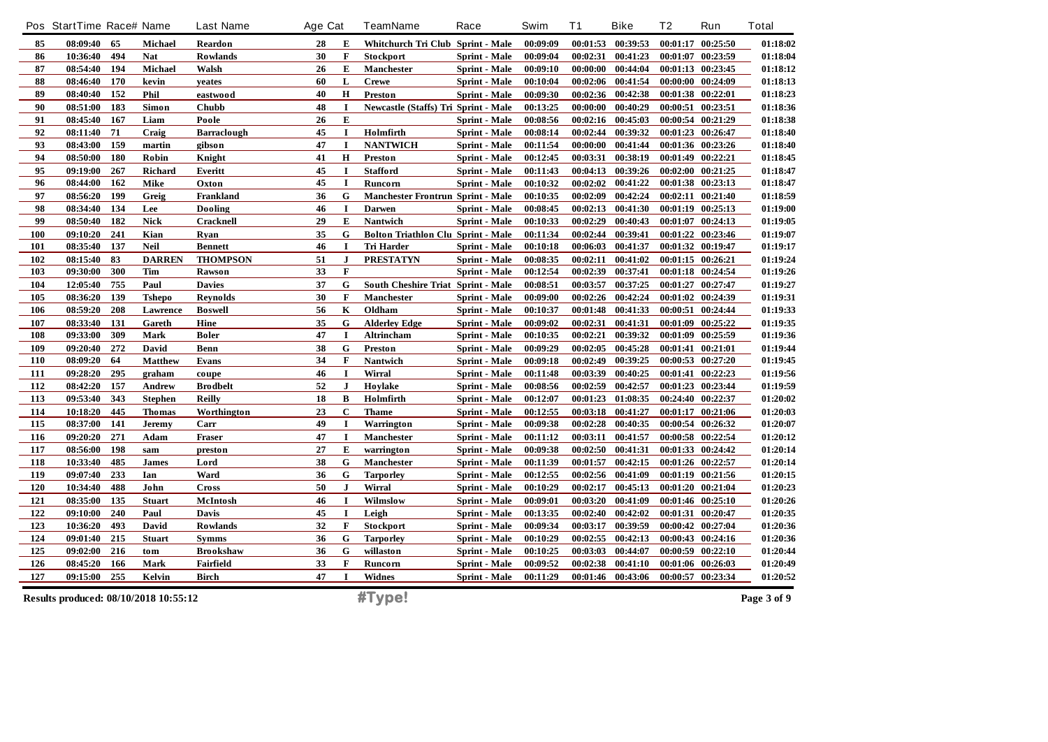| Pos | StartTime | Race# | Name | Last Name | Age | Cat | TeamName | Race | Swim | T1 | Bike | T2 | Run | Total |
|---|---|---|---|---|---|---|---|---|---|---|---|---|---|---|
| 85 | 08:09:40 | 65 | Michael | Reardon | 28 | E | Whitchurch Tri Club | Sprint - Male | 00:09:09 | 00:01:53 | 00:39:53 | 00:01:17 | 00:25:50 | 01:18:02 |
| 86 | 10:36:40 | 494 | Nat | Rowlands | 30 | F | Stockport | Sprint - Male | 00:09:04 | 00:02:31 | 00:41:23 | 00:01:07 | 00:23:59 | 01:18:04 |
| 87 | 08:54:40 | 194 | Michael | Walsh | 26 | E | Manchester | Sprint - Male | 00:09:10 | 00:00:00 | 00:44:04 | 00:01:13 | 00:23:45 | 01:18:12 |
| 88 | 08:46:40 | 170 | kevin | yeates | 60 | L | Crewe | Sprint - Male | 00:10:04 | 00:02:06 | 00:41:54 | 00:00:00 | 00:24:09 | 01:18:13 |
| 89 | 08:40:40 | 152 | Phil | eastwood | 40 | H | Preston | Sprint - Male | 00:09:30 | 00:02:36 | 00:42:38 | 00:01:38 | 00:22:01 | 01:18:23 |
| 90 | 08:51:00 | 183 | Simon | Chubb | 48 | I | Newcastle (Staffs) Tri | Sprint - Male | 00:13:25 | 00:00:00 | 00:40:29 | 00:00:51 | 00:23:51 | 01:18:36 |
| 91 | 08:45:40 | 167 | Liam | Poole | 26 | E | | Sprint - Male | 00:08:56 | 00:02:16 | 00:45:03 | 00:00:54 | 00:21:29 | 01:18:38 |
| 92 | 08:11:40 | 71 | Craig | Barraclough | 45 | I | Holmfirth | Sprint - Male | 00:08:14 | 00:02:44 | 00:39:32 | 00:01:23 | 00:26:47 | 01:18:40 |
| 93 | 08:43:00 | 159 | martin | gibson | 47 | I | NANTWICH | Sprint - Male | 00:11:54 | 00:00:00 | 00:41:44 | 00:01:36 | 00:23:26 | 01:18:40 |
| 94 | 08:50:00 | 180 | Robin | Knight | 41 | H | Preston | Sprint - Male | 00:12:45 | 00:03:31 | 00:38:19 | 00:01:49 | 00:22:21 | 01:18:45 |
| 95 | 09:19:00 | 267 | Richard | Everitt | 45 | I | Stafford | Sprint - Male | 00:11:43 | 00:04:13 | 00:39:26 | 00:02:00 | 00:21:25 | 01:18:47 |
| 96 | 08:44:00 | 162 | Mike | Oxton | 45 | I | Runcorn | Sprint - Male | 00:10:32 | 00:02:02 | 00:41:22 | 00:01:38 | 00:23:13 | 01:18:47 |
| 97 | 08:56:20 | 199 | Greig | Frankland | 36 | G | Manchester Frontrun | Sprint - Male | 00:10:35 | 00:02:09 | 00:42:24 | 00:02:11 | 00:21:40 | 01:18:59 |
| 98 | 08:34:40 | 134 | Lee | Dooling | 46 | I | Darwen | Sprint - Male | 00:08:45 | 00:02:13 | 00:41:30 | 00:01:19 | 00:25:13 | 01:19:00 |
| 99 | 08:50:40 | 182 | Nick | Cracknell | 29 | E | Nantwich | Sprint - Male | 00:10:33 | 00:02:29 | 00:40:43 | 00:01:07 | 00:24:13 | 01:19:05 |
| 100 | 09:10:20 | 241 | Kian | Ryan | 35 | G | Bolton Triathlon Clu | Sprint - Male | 00:11:34 | 00:02:44 | 00:39:41 | 00:01:22 | 00:23:46 | 01:19:07 |
| 101 | 08:35:40 | 137 | Neil | Bennett | 46 | I | Tri Harder | Sprint - Male | 00:10:18 | 00:06:03 | 00:41:37 | 00:01:32 | 00:19:47 | 01:19:17 |
| 102 | 08:15:40 | 83 | DARREN | THOMPSON | 51 | J | PRESTATYN | Sprint - Male | 00:08:35 | 00:02:11 | 00:41:02 | 00:01:15 | 00:26:21 | 01:19:24 |
| 103 | 09:30:00 | 300 | Tim | Rawson | 33 | F | | Sprint - Male | 00:12:54 | 00:02:39 | 00:37:41 | 00:01:18 | 00:24:54 | 01:19:26 |
| 104 | 12:05:40 | 755 | Paul | Davies | 37 | G | South Cheshire Triat | Sprint - Male | 00:08:51 | 00:03:57 | 00:37:25 | 00:01:27 | 00:27:47 | 01:19:27 |
| 105 | 08:36:20 | 139 | Tshepo | Reynolds | 30 | F | Manchester | Sprint - Male | 00:09:00 | 00:02:26 | 00:42:24 | 00:01:02 | 00:24:39 | 01:19:31 |
| 106 | 08:59:20 | 208 | Lawrence | Boswell | 56 | K | Oldham | Sprint - Male | 00:10:37 | 00:01:48 | 00:41:33 | 00:00:51 | 00:24:44 | 01:19:33 |
| 107 | 08:33:40 | 131 | Gareth | Hine | 35 | G | Alderley Edge | Sprint - Male | 00:09:02 | 00:02:31 | 00:41:31 | 00:01:09 | 00:25:22 | 01:19:35 |
| 108 | 09:33:00 | 309 | Mark | Boler | 47 | I | Altrincham | Sprint - Male | 00:10:35 | 00:02:21 | 00:39:32 | 00:01:09 | 00:25:59 | 01:19:36 |
| 109 | 09:20:40 | 272 | David | Benn | 38 | G | Preston | Sprint - Male | 00:09:29 | 00:02:05 | 00:45:28 | 00:01:41 | 00:21:01 | 01:19:44 |
| 110 | 08:09:20 | 64 | Matthew | Evans | 34 | F | Nantwich | Sprint - Male | 00:09:18 | 00:02:49 | 00:39:25 | 00:00:53 | 00:27:20 | 01:19:45 |
| 111 | 09:28:20 | 295 | graham | coupe | 46 | I | Wirral | Sprint - Male | 00:11:48 | 00:03:39 | 00:40:25 | 00:01:41 | 00:22:23 | 01:19:56 |
| 112 | 08:42:20 | 157 | Andrew | Brodbelt | 52 | J | Hoylake | Sprint - Male | 00:08:56 | 00:02:59 | 00:42:57 | 00:01:23 | 00:23:44 | 01:19:59 |
| 113 | 09:53:40 | 343 | Stephen | Reilly | 18 | B | Holmfirth | Sprint - Male | 00:12:07 | 00:01:23 | 01:08:35 | 00:24:40 | 00:22:37 | 01:20:02 |
| 114 | 10:18:20 | 445 | Thomas | Worthington | 23 | C | Thame | Sprint - Male | 00:12:55 | 00:03:18 | 00:41:27 | 00:01:17 | 00:21:06 | 01:20:03 |
| 115 | 08:37:00 | 141 | Jeremy | Carr | 49 | I | Warrington | Sprint - Male | 00:09:38 | 00:02:28 | 00:40:35 | 00:00:54 | 00:26:32 | 01:20:07 |
| 116 | 09:20:20 | 271 | Adam | Fraser | 47 | I | Manchester | Sprint - Male | 00:11:12 | 00:03:11 | 00:41:57 | 00:00:58 | 00:22:54 | 01:20:12 |
| 117 | 08:56:00 | 198 | sam | preston | 27 | E | warrington | Sprint - Male | 00:09:38 | 00:02:50 | 00:41:31 | 00:01:33 | 00:24:42 | 01:20:14 |
| 118 | 10:33:40 | 485 | James | Lord | 38 | G | Manchester | Sprint - Male | 00:11:39 | 00:01:57 | 00:42:15 | 00:01:26 | 00:22:57 | 01:20:14 |
| 119 | 09:07:40 | 233 | Ian | Ward | 36 | G | Tarporley | Sprint - Male | 00:12:55 | 00:02:56 | 00:41:09 | 00:01:19 | 00:21:56 | 01:20:15 |
| 120 | 10:34:40 | 488 | John | Cross | 50 | J | Wirral | Sprint - Male | 00:10:29 | 00:02:17 | 00:45:13 | 00:01:20 | 00:21:04 | 01:20:23 |
| 121 | 08:35:00 | 135 | Stuart | McIntosh | 46 | I | Wilmslow | Sprint - Male | 00:09:01 | 00:03:20 | 00:41:09 | 00:01:46 | 00:25:10 | 01:20:26 |
| 122 | 09:10:00 | 240 | Paul | Davis | 45 | I | Leigh | Sprint - Male | 00:13:35 | 00:02:40 | 00:42:02 | 00:01:31 | 00:20:47 | 01:20:35 |
| 123 | 10:36:20 | 493 | David | Rowlands | 32 | F | Stockport | Sprint - Male | 00:09:34 | 00:03:17 | 00:39:59 | 00:00:42 | 00:27:04 | 01:20:36 |
| 124 | 09:01:40 | 215 | Stuart | Symms | 36 | G | Tarporley | Sprint - Male | 00:10:29 | 00:02:55 | 00:42:13 | 00:00:43 | 00:24:16 | 01:20:36 |
| 125 | 09:02:00 | 216 | tom | Brookshaw | 36 | G | willaston | Sprint - Male | 00:10:25 | 00:03:03 | 00:44:07 | 00:00:59 | 00:22:10 | 01:20:44 |
| 126 | 08:45:20 | 166 | Mark | Fairfield | 33 | F | Runcorn | Sprint - Male | 00:09:52 | 00:02:38 | 00:41:10 | 00:01:06 | 00:26:03 | 01:20:49 |
| 127 | 09:15:00 | 255 | Kelvin | Birch | 47 | I | Widnes | Sprint - Male | 00:11:29 | 00:01:46 | 00:43:06 | 00:00:57 | 00:23:34 | 01:20:52 |

Results produced: 08/10/2018 10:55:12

#Type!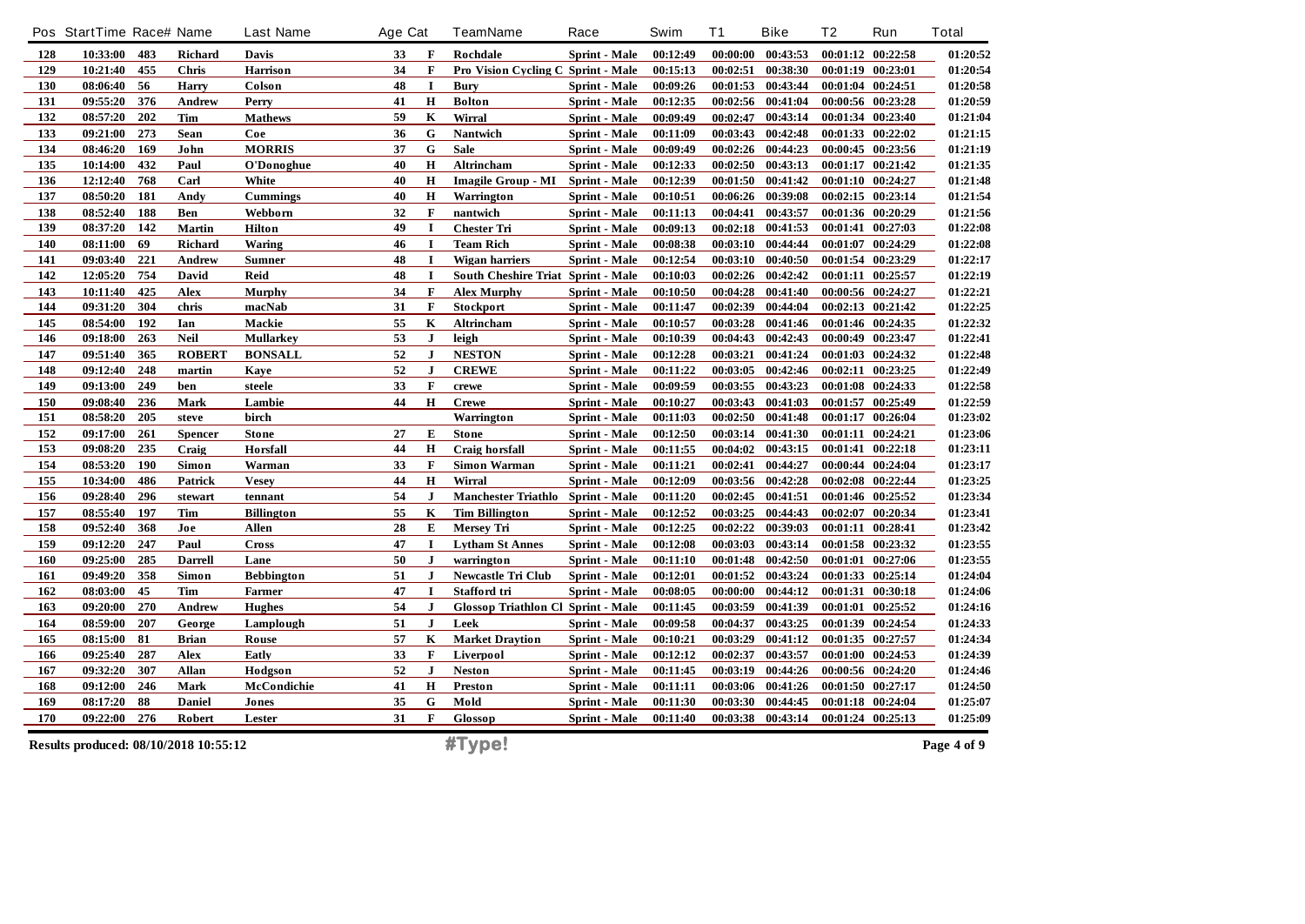| Pos | StartTime | Race# | Name | Last Name | Age | Cat | TeamName | Race | Swim | T1 | Bike | T2 | Run | Total |
|---|---|---|---|---|---|---|---|---|---|---|---|---|---|---|
| 128 | 10:33:00 | 483 | Richard | Davis | 33 | F | Rochdale | Sprint - Male | 00:12:49 | 00:00:00 | 00:43:53 | 00:01:12 | 00:22:58 | 01:20:52 |
| 129 | 10:21:40 | 455 | Chris | Harrison | 34 | F | Pro Vision Cycling C | Sprint - Male | 00:15:13 | 00:02:51 | 00:38:30 | 00:01:19 | 00:23:01 | 01:20:54 |
| 130 | 08:06:40 | 56 | Harry | Colson | 48 | I | Bury | Sprint - Male | 00:09:26 | 00:01:53 | 00:43:44 | 00:01:04 | 00:24:51 | 01:20:58 |
| 131 | 09:55:20 | 376 | Andrew | Perry | 41 | H | Bolton | Sprint - Male | 00:12:35 | 00:02:56 | 00:41:04 | 00:00:56 | 00:23:28 | 01:20:59 |
| 132 | 08:57:20 | 202 | Tim | Mathews | 59 | K | Wirral | Sprint - Male | 00:09:49 | 00:02:47 | 00:43:14 | 00:01:34 | 00:23:40 | 01:21:04 |
| 133 | 09:21:00 | 273 | Sean | Coe | 36 | G | Nantwich | Sprint - Male | 00:11:09 | 00:03:43 | 00:42:48 | 00:01:33 | 00:22:02 | 01:21:15 |
| 134 | 08:46:20 | 169 | John | MORRIS | 37 | G | Sale | Sprint - Male | 00:09:49 | 00:02:26 | 00:44:23 | 00:00:45 | 00:23:56 | 01:21:19 |
| 135 | 10:14:00 | 432 | Paul | O'Donoghue | 40 | H | Altrincham | Sprint - Male | 00:12:33 | 00:02:50 | 00:43:13 | 00:01:17 | 00:21:42 | 01:21:35 |
| 136 | 12:12:40 | 768 | Carl | White | 40 | H | Imagile Group - MI | Sprint - Male | 00:12:39 | 00:01:50 | 00:41:42 | 00:01:10 | 00:24:27 | 01:21:48 |
| 137 | 08:50:20 | 181 | Andy | Cummings | 40 | H | Warrington | Sprint - Male | 00:10:51 | 00:06:26 | 00:39:08 | 00:02:15 | 00:23:14 | 01:21:54 |
| 138 | 08:52:40 | 188 | Ben | Webborn | 32 | F | nantwich | Sprint - Male | 00:11:13 | 00:04:41 | 00:43:57 | 00:01:36 | 00:20:29 | 01:21:56 |
| 139 | 08:37:20 | 142 | Martin | Hilton | 49 | I | Chester Tri | Sprint - Male | 00:09:13 | 00:02:18 | 00:41:53 | 00:01:41 | 00:27:03 | 01:22:08 |
| 140 | 08:11:00 | 69 | Richard | Waring | 46 | I | Team Rich | Sprint - Male | 00:08:38 | 00:03:10 | 00:44:44 | 00:01:07 | 00:24:29 | 01:22:08 |
| 141 | 09:03:40 | 221 | Andrew | Sumner | 48 | I | Wigan harriers | Sprint - Male | 00:12:54 | 00:03:10 | 00:40:50 | 00:01:54 | 00:23:29 | 01:22:17 |
| 142 | 12:05:20 | 754 | David | Reid | 48 | I | South Cheshire Triat | Sprint - Male | 00:10:03 | 00:02:26 | 00:42:42 | 00:01:11 | 00:25:57 | 01:22:19 |
| 143 | 10:11:40 | 425 | Alex | Murphy | 34 | F | Alex Murphy | Sprint - Male | 00:10:50 | 00:04:28 | 00:41:40 | 00:00:56 | 00:24:27 | 01:22:21 |
| 144 | 09:31:20 | 304 | chris | macNab | 31 | F | Stockport | Sprint - Male | 00:11:47 | 00:02:39 | 00:44:04 | 00:02:13 | 00:21:42 | 01:22:25 |
| 145 | 08:54:00 | 192 | Ian | Mackie | 55 | K | Altrincham | Sprint - Male | 00:10:57 | 00:03:28 | 00:41:46 | 00:01:46 | 00:24:35 | 01:22:32 |
| 146 | 09:18:00 | 263 | Neil | Mullarkey | 53 | J | leigh | Sprint - Male | 00:10:39 | 00:04:43 | 00:42:43 | 00:00:49 | 00:23:47 | 01:22:41 |
| 147 | 09:51:40 | 365 | ROBERT | BONSALL | 52 | J | NESTON | Sprint - Male | 00:12:28 | 00:03:21 | 00:41:24 | 00:01:03 | 00:24:32 | 01:22:48 |
| 148 | 09:12:40 | 248 | martin | Kaye | 52 | J | CREWE | Sprint - Male | 00:11:22 | 00:03:05 | 00:42:46 | 00:02:11 | 00:23:25 | 01:22:49 |
| 149 | 09:13:00 | 249 | ben | steele | 33 | F | crewe | Sprint - Male | 00:09:59 | 00:03:55 | 00:43:23 | 00:01:08 | 00:24:33 | 01:22:58 |
| 150 | 09:08:40 | 236 | Mark | Lambie | 44 | H | Crewe | Sprint - Male | 00:10:27 | 00:03:43 | 00:41:03 | 00:01:57 | 00:25:49 | 01:22:59 |
| 151 | 08:58:20 | 205 | steve | birch | | | Warrington | Sprint - Male | 00:11:03 | 00:02:50 | 00:41:48 | 00:01:17 | 00:26:04 | 01:23:02 |
| 152 | 09:17:00 | 261 | Spencer | Stone | 27 | E | Stone | Sprint - Male | 00:12:50 | 00:03:14 | 00:41:30 | 00:01:11 | 00:24:21 | 01:23:06 |
| 153 | 09:08:20 | 235 | Craig | Horsfall | 44 | H | Craig horsfall | Sprint - Male | 00:11:55 | 00:04:02 | 00:43:15 | 00:01:41 | 00:22:18 | 01:23:11 |
| 154 | 08:53:20 | 190 | Simon | Warman | 33 | F | Simon Warman | Sprint - Male | 00:11:21 | 00:02:41 | 00:44:27 | 00:00:44 | 00:24:04 | 01:23:17 |
| 155 | 10:34:00 | 486 | Patrick | Vesey | 44 | H | Wirral | Sprint - Male | 00:12:09 | 00:03:56 | 00:42:28 | 00:02:08 | 00:22:44 | 01:23:25 |
| 156 | 09:28:40 | 296 | stewart | tennant | 54 | J | Manchester Triathlo | Sprint - Male | 00:11:20 | 00:02:45 | 00:41:51 | 00:01:46 | 00:25:52 | 01:23:34 |
| 157 | 08:55:40 | 197 | Tim | Billington | 55 | K | Tim Billington | Sprint - Male | 00:12:52 | 00:03:25 | 00:44:43 | 00:02:07 | 00:20:34 | 01:23:41 |
| 158 | 09:52:40 | 368 | Joe | Allen | 28 | E | Mersey Tri | Sprint - Male | 00:12:25 | 00:02:22 | 00:39:03 | 00:01:11 | 00:28:41 | 01:23:42 |
| 159 | 09:12:20 | 247 | Paul | Cross | 47 | I | Lytham St Annes | Sprint - Male | 00:12:08 | 00:03:03 | 00:43:14 | 00:01:58 | 00:23:32 | 01:23:55 |
| 160 | 09:25:00 | 285 | Darrell | Lane | 50 | J | warrington | Sprint - Male | 00:11:10 | 00:01:48 | 00:42:50 | 00:01:01 | 00:27:06 | 01:23:55 |
| 161 | 09:49:20 | 358 | Simon | Bebbington | 51 | J | Newcastle Tri Club | Sprint - Male | 00:12:01 | 00:01:52 | 00:43:24 | 00:01:33 | 00:25:14 | 01:24:04 |
| 162 | 08:03:00 | 45 | Tim | Farmer | 47 | I | Stafford tri | Sprint - Male | 00:08:05 | 00:00:00 | 00:44:12 | 00:01:31 | 00:30:18 | 01:24:06 |
| 163 | 09:20:00 | 270 | Andrew | Hughes | 54 | J | Glossop Triathlon Cl | Sprint - Male | 00:11:45 | 00:03:59 | 00:41:39 | 00:01:01 | 00:25:52 | 01:24:16 |
| 164 | 08:59:00 | 207 | George | Lamplough | 51 | J | Leek | Sprint - Male | 00:09:58 | 00:04:37 | 00:43:25 | 00:01:39 | 00:24:54 | 01:24:33 |
| 165 | 08:15:00 | 81 | Brian | Rouse | 57 | K | Market Draytion | Sprint - Male | 00:10:21 | 00:03:29 | 00:41:12 | 00:01:35 | 00:27:57 | 01:24:34 |
| 166 | 09:25:40 | 287 | Alex | Eatly | 33 | F | Liverpool | Sprint - Male | 00:12:12 | 00:02:37 | 00:43:57 | 00:01:00 | 00:24:53 | 01:24:39 |
| 167 | 09:32:20 | 307 | Allan | Hodgson | 52 | J | Neston | Sprint - Male | 00:11:45 | 00:03:19 | 00:44:26 | 00:00:56 | 00:24:20 | 01:24:46 |
| 168 | 09:12:00 | 246 | Mark | McCondichie | 41 | H | Preston | Sprint - Male | 00:11:11 | 00:03:06 | 00:41:26 | 00:01:50 | 00:27:17 | 01:24:50 |
| 169 | 08:17:20 | 88 | Daniel | Jones | 35 | G | Mold | Sprint - Male | 00:11:30 | 00:03:30 | 00:44:45 | 00:01:18 | 00:24:04 | 01:25:07 |
| 170 | 09:22:00 | 276 | Robert | Lester | 31 | F | Glossop | Sprint - Male | 00:11:40 | 00:03:38 | 00:43:14 | 00:01:24 | 00:25:13 | 01:25:09 |

Results produced: 08/10/2018 10:55:12

#Type!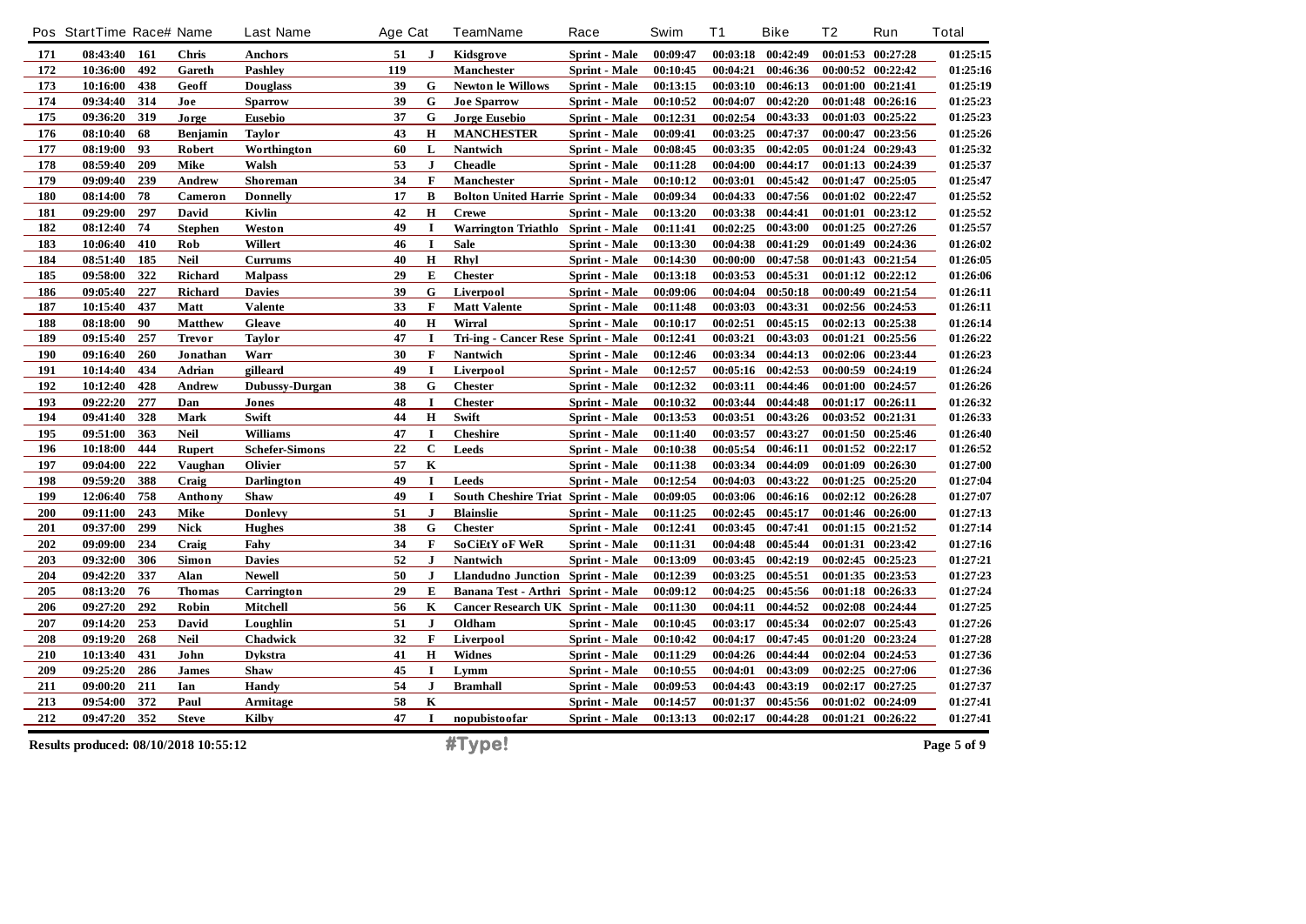| Pos | StartTime | Race# | Name | Last Name | Age | Cat | TeamName | Race | Swim | T1 | Bike | T2 | Run | Total |
|---|---|---|---|---|---|---|---|---|---|---|---|---|---|---|
| 171 | 08:43:40 | 161 | Chris | Anchors | 51 | J | Kidsgrove | Sprint - Male | 00:09:47 | 00:03:18 | 00:42:49 | 00:01:53 | 00:27:28 | 01:25:15 |
| 172 | 10:36:00 | 492 | Gareth | Pashley | 119 | | Manchester | Sprint - Male | 00:10:45 | 00:04:21 | 00:46:36 | 00:00:52 | 00:22:42 | 01:25:16 |
| 173 | 10:16:00 | 438 | Geoff | Douglass | 39 | G | Newton le Willows | Sprint - Male | 00:13:15 | 00:03:10 | 00:46:13 | 00:01:00 | 00:21:41 | 01:25:19 |
| 174 | 09:34:40 | 314 | Joe | Sparrow | 39 | G | Joe Sparrow | Sprint - Male | 00:10:52 | 00:04:07 | 00:42:20 | 00:01:48 | 00:26:16 | 01:25:23 |
| 175 | 09:36:20 | 319 | Jorge | Eusebio | 37 | G | Jorge Eusebio | Sprint - Male | 00:12:31 | 00:02:54 | 00:43:33 | 00:01:03 | 00:25:22 | 01:25:23 |
| 176 | 08:10:40 | 68 | Benjamin | Taylor | 43 | H | MANCHESTER | Sprint - Male | 00:09:41 | 00:03:25 | 00:47:37 | 00:00:47 | 00:23:56 | 01:25:26 |
| 177 | 08:19:00 | 93 | Robert | Worthington | 60 | L | Nantwich | Sprint - Male | 00:08:45 | 00:03:35 | 00:42:05 | 00:01:24 | 00:29:43 | 01:25:32 |
| 178 | 08:59:40 | 209 | Mike | Walsh | 53 | J | Cheadle | Sprint - Male | 00:11:28 | 00:04:00 | 00:44:17 | 00:01:13 | 00:24:39 | 01:25:37 |
| 179 | 09:09:40 | 239 | Andrew | Shoreman | 34 | F | Manchester | Sprint - Male | 00:10:12 | 00:03:01 | 00:45:42 | 00:01:47 | 00:25:05 | 01:25:47 |
| 180 | 08:14:00 | 78 | Cameron | Donnelly | 17 | B | Bolton United Harrie | Sprint - Male | 00:09:34 | 00:04:33 | 00:47:56 | 00:01:02 | 00:22:47 | 01:25:52 |
| 181 | 09:29:00 | 297 | David | Kivlin | 42 | H | Crewe | Sprint - Male | 00:13:20 | 00:03:38 | 00:44:41 | 00:01:01 | 00:23:12 | 01:25:52 |
| 182 | 08:12:40 | 74 | Stephen | Weston | 49 | I | Warrington Triathlo | Sprint - Male | 00:11:41 | 00:02:25 | 00:43:00 | 00:01:25 | 00:27:26 | 01:25:57 |
| 183 | 10:06:40 | 410 | Rob | Willert | 46 | I | Sale | Sprint - Male | 00:13:30 | 00:04:38 | 00:41:29 | 00:01:49 | 00:24:36 | 01:26:02 |
| 184 | 08:51:40 | 185 | Neil | Currums | 40 | H | Rhyl | Sprint - Male | 00:14:30 | 00:00:00 | 00:47:58 | 00:01:43 | 00:21:54 | 01:26:05 |
| 185 | 09:58:00 | 322 | Richard | Malpass | 29 | E | Chester | Sprint - Male | 00:13:18 | 00:03:53 | 00:45:31 | 00:01:12 | 00:22:12 | 01:26:06 |
| 186 | 09:05:40 | 227 | Richard | Davies | 39 | G | Liverpool | Sprint - Male | 00:09:06 | 00:04:04 | 00:50:18 | 00:00:49 | 00:21:54 | 01:26:11 |
| 187 | 10:15:40 | 437 | Matt | Valente | 33 | F | Matt Valente | Sprint - Male | 00:11:48 | 00:03:03 | 00:43:31 | 00:02:56 | 00:24:53 | 01:26:11 |
| 188 | 08:18:00 | 90 | Matthew | Gleave | 40 | H | Wirral | Sprint - Male | 00:10:17 | 00:02:51 | 00:45:15 | 00:02:13 | 00:25:38 | 01:26:14 |
| 189 | 09:15:40 | 257 | Trevor | Taylor | 47 | I | Tri-ing - Cancer Rese | Sprint - Male | 00:12:41 | 00:03:21 | 00:43:03 | 00:01:21 | 00:25:56 | 01:26:22 |
| 190 | 09:16:40 | 260 | Jonathan | Warr | 30 | F | Nantwich | Sprint - Male | 00:12:46 | 00:03:34 | 00:44:13 | 00:02:06 | 00:23:44 | 01:26:23 |
| 191 | 10:14:40 | 434 | Adrian | gilleard | 49 | I | Liverpool | Sprint - Male | 00:12:57 | 00:05:16 | 00:42:53 | 00:00:59 | 00:24:19 | 01:26:24 |
| 192 | 10:12:40 | 428 | Andrew | Dubussy-Durgan | 38 | G | Chester | Sprint - Male | 00:12:32 | 00:03:11 | 00:44:46 | 00:01:00 | 00:24:57 | 01:26:26 |
| 193 | 09:22:20 | 277 | Dan | Jones | 48 | I | Chester | Sprint - Male | 00:10:32 | 00:03:44 | 00:44:48 | 00:01:17 | 00:26:11 | 01:26:32 |
| 194 | 09:41:40 | 328 | Mark | Swift | 44 | H | Swift | Sprint - Male | 00:13:53 | 00:03:51 | 00:43:26 | 00:03:52 | 00:21:31 | 01:26:33 |
| 195 | 09:51:00 | 363 | Neil | Williams | 47 | I | Cheshire | Sprint - Male | 00:11:40 | 00:03:57 | 00:43:27 | 00:01:50 | 00:25:46 | 01:26:40 |
| 196 | 10:18:00 | 444 | Rupert | Schefer-Simons | 22 | C | Leeds | Sprint - Male | 00:10:38 | 00:05:54 | 00:46:11 | 00:01:52 | 00:22:17 | 01:26:52 |
| 197 | 09:04:00 | 222 | Vaughan | Olivier | 57 | K | | Sprint - Male | 00:11:38 | 00:03:34 | 00:44:09 | 00:01:09 | 00:26:30 | 01:27:00 |
| 198 | 09:59:20 | 388 | Craig | Darlington | 49 | I | Leeds | Sprint - Male | 00:12:54 | 00:04:03 | 00:43:22 | 00:01:25 | 00:25:20 | 01:27:04 |
| 199 | 12:06:40 | 758 | Anthony | Shaw | 49 | I | South Cheshire Triat | Sprint - Male | 00:09:05 | 00:03:06 | 00:46:16 | 00:02:12 | 00:26:28 | 01:27:07 |
| 200 | 09:11:00 | 243 | Mike | Donlevy | 51 | J | Blainslie | Sprint - Male | 00:11:25 | 00:02:45 | 00:45:17 | 00:01:46 | 00:26:00 | 01:27:13 |
| 201 | 09:37:00 | 299 | Nick | Hughes | 38 | G | Chester | Sprint - Male | 00:12:41 | 00:03:45 | 00:47:41 | 00:01:15 | 00:21:52 | 01:27:14 |
| 202 | 09:09:00 | 234 | Craig | Fahy | 34 | F | SoCiEtY oF WeR | Sprint - Male | 00:11:31 | 00:04:48 | 00:45:44 | 00:01:31 | 00:23:42 | 01:27:16 |
| 203 | 09:32:00 | 306 | Simon | Davies | 52 | J | Nantwich | Sprint - Male | 00:13:09 | 00:03:45 | 00:42:19 | 00:02:45 | 00:25:23 | 01:27:21 |
| 204 | 09:42:20 | 337 | Alan | Newell | 50 | J | Llandudno Junction | Sprint - Male | 00:12:39 | 00:03:25 | 00:45:51 | 00:01:35 | 00:23:53 | 01:27:23 |
| 205 | 08:13:20 | 76 | Thomas | Carrington | 29 | E | Banana Test - Arthri | Sprint - Male | 00:09:12 | 00:04:25 | 00:45:56 | 00:01:18 | 00:26:33 | 01:27:24 |
| 206 | 09:27:20 | 292 | Robin | Mitchell | 56 | K | Cancer Research UK | Sprint - Male | 00:11:30 | 00:04:11 | 00:44:52 | 00:02:08 | 00:24:44 | 01:27:25 |
| 207 | 09:14:20 | 253 | David | Loughlin | 51 | J | Oldham | Sprint - Male | 00:10:45 | 00:03:17 | 00:45:34 | 00:02:07 | 00:25:43 | 01:27:26 |
| 208 | 09:19:20 | 268 | Neil | Chadwick | 32 | F | Liverpool | Sprint - Male | 00:10:42 | 00:04:17 | 00:47:45 | 00:01:20 | 00:23:24 | 01:27:28 |
| 210 | 10:13:40 | 431 | John | Dykstra | 41 | H | Widnes | Sprint - Male | 00:11:29 | 00:04:26 | 00:44:44 | 00:02:04 | 00:24:53 | 01:27:36 |
| 209 | 09:25:20 | 286 | James | Shaw | 45 | I | Lymm | Sprint - Male | 00:10:55 | 00:04:01 | 00:43:09 | 00:02:25 | 00:27:06 | 01:27:36 |
| 211 | 09:00:20 | 211 | Ian | Handy | 54 | J | Bramhall | Sprint - Male | 00:09:53 | 00:04:43 | 00:43:19 | 00:02:17 | 00:27:25 | 01:27:37 |
| 213 | 09:54:00 | 372 | Paul | Armitage | 58 | K | | Sprint - Male | 00:14:57 | 00:01:37 | 00:45:56 | 00:01:02 | 00:24:09 | 01:27:41 |
| 212 | 09:47:20 | 352 | Steve | Kilby | 47 | I | nopubistoofar | Sprint - Male | 00:13:13 | 00:02:17 | 00:44:28 | 00:01:21 | 00:26:22 | 01:27:41 |

Results produced: 08/10/2018 10:55:12

#Type!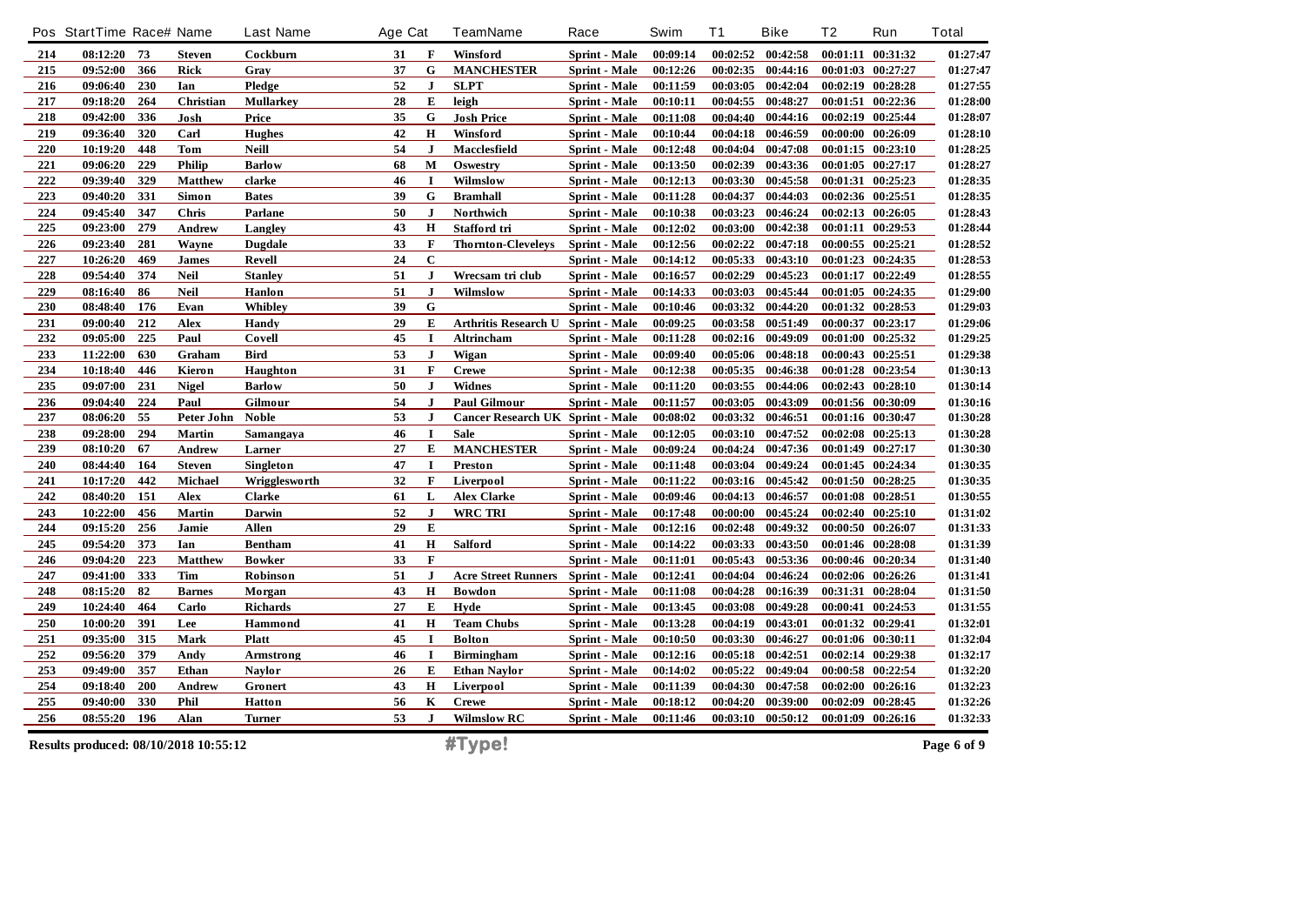| Pos | StartTime | Race# | Name | Last Name | Age | Cat | TeamName | Race | Swim | T1 | Bike | T2 | Run | Total |
|---|---|---|---|---|---|---|---|---|---|---|---|---|---|---|
| 214 | 08:12:20 | 73 | Steven | Cockburn | 31 | F | Winsford | Sprint - Male | 00:09:14 | 00:02:52 | 00:42:58 | 00:01:11 | 00:31:32 | 01:27:47 |
| 215 | 09:52:00 | 366 | Rick | Gray | 37 | G | MANCHESTER | Sprint - Male | 00:12:26 | 00:02:35 | 00:44:16 | 00:01:03 | 00:27:27 | 01:27:47 |
| 216 | 09:06:40 | 230 | Ian | Pledge | 52 | J | SLPT | Sprint - Male | 00:11:59 | 00:03:05 | 00:42:04 | 00:02:19 | 00:28:28 | 01:27:55 |
| 217 | 09:18:20 | 264 | Christian | Mullarkey | 28 | E | leigh | Sprint - Male | 00:10:11 | 00:04:55 | 00:48:27 | 00:01:51 | 00:22:36 | 01:28:00 |
| 218 | 09:42:00 | 336 | Josh | Price | 35 | G | Josh Price | Sprint - Male | 00:11:08 | 00:04:40 | 00:44:16 | 00:02:19 | 00:25:44 | 01:28:07 |
| 219 | 09:36:40 | 320 | Carl | Hughes | 42 | H | Winsford | Sprint - Male | 00:10:44 | 00:04:18 | 00:46:59 | 00:00:00 | 00:26:09 | 01:28:10 |
| 220 | 10:19:20 | 448 | Tom | Neill | 54 | J | Macclesfield | Sprint - Male | 00:12:48 | 00:04:04 | 00:47:08 | 00:01:15 | 00:23:10 | 01:28:25 |
| 221 | 09:06:20 | 229 | Philip | Barlow | 68 | M | Oswestry | Sprint - Male | 00:13:50 | 00:02:39 | 00:43:36 | 00:01:05 | 00:27:17 | 01:28:27 |
| 222 | 09:39:40 | 329 | Matthew | clarke | 46 | I | Wilmslow | Sprint - Male | 00:12:13 | 00:03:30 | 00:45:58 | 00:01:31 | 00:25:23 | 01:28:35 |
| 223 | 09:40:20 | 331 | Simon | Bates | 39 | G | Bramhall | Sprint - Male | 00:11:28 | 00:04:37 | 00:44:03 | 00:02:36 | 00:25:51 | 01:28:35 |
| 224 | 09:45:40 | 347 | Chris | Parlane | 50 | J | Northwich | Sprint - Male | 00:10:38 | 00:03:23 | 00:46:24 | 00:02:13 | 00:26:05 | 01:28:43 |
| 225 | 09:23:00 | 279 | Andrew | Langley | 43 | H | Stafford tri | Sprint - Male | 00:12:02 | 00:03:00 | 00:42:38 | 00:01:11 | 00:29:53 | 01:28:44 |
| 226 | 09:23:40 | 281 | Wayne | Dugdale | 33 | F | Thornton-Cleveleys | Sprint - Male | 00:12:56 | 00:02:22 | 00:47:18 | 00:00:55 | 00:25:21 | 01:28:52 |
| 227 | 10:26:20 | 469 | James | Revell | 24 | C | | Sprint - Male | 00:14:12 | 00:05:33 | 00:43:10 | 00:01:23 | 00:24:35 | 01:28:53 |
| 228 | 09:54:40 | 374 | Neil | Stanley | 51 | J | Wrecsam tri club | Sprint - Male | 00:16:57 | 00:02:29 | 00:45:23 | 00:01:17 | 00:22:49 | 01:28:55 |
| 229 | 08:16:40 | 86 | Neil | Hanlon | 51 | J | Wilmslow | Sprint - Male | 00:14:33 | 00:03:03 | 00:45:44 | 00:01:05 | 00:24:35 | 01:29:00 |
| 230 | 08:48:40 | 176 | Evan | Whibley | 39 | G | | Sprint - Male | 00:10:46 | 00:03:32 | 00:44:20 | 00:01:32 | 00:28:53 | 01:29:03 |
| 231 | 09:00:40 | 212 | Alex | Handy | 29 | E | Arthritis Research U | Sprint - Male | 00:09:25 | 00:03:58 | 00:51:49 | 00:00:37 | 00:23:17 | 01:29:06 |
| 232 | 09:05:00 | 225 | Paul | Covell | 45 | I | Altrincham | Sprint - Male | 00:11:28 | 00:02:16 | 00:49:09 | 00:01:00 | 00:25:32 | 01:29:25 |
| 233 | 11:22:00 | 630 | Graham | Bird | 53 | J | Wigan | Sprint - Male | 00:09:40 | 00:05:06 | 00:48:18 | 00:00:43 | 00:25:51 | 01:29:38 |
| 234 | 10:18:40 | 446 | Kieron | Haughton | 31 | F | Crewe | Sprint - Male | 00:12:38 | 00:05:35 | 00:46:38 | 00:01:28 | 00:23:54 | 01:30:13 |
| 235 | 09:07:00 | 231 | Nigel | Barlow | 50 | J | Widnes | Sprint - Male | 00:11:20 | 00:03:55 | 00:44:06 | 00:02:43 | 00:28:10 | 01:30:14 |
| 236 | 09:04:40 | 224 | Paul | Gilmour | 54 | J | Paul Gilmour | Sprint - Male | 00:11:57 | 00:03:05 | 00:43:09 | 00:01:56 | 00:30:09 | 01:30:16 |
| 237 | 08:06:20 | 55 | Peter John | Noble | 53 | J | Cancer Research UK | Sprint - Male | 00:08:02 | 00:03:32 | 00:46:51 | 00:01:16 | 00:30:47 | 01:30:28 |
| 238 | 09:28:00 | 294 | Martin | Samangaya | 46 | I | Sale | Sprint - Male | 00:12:05 | 00:03:10 | 00:47:52 | 00:02:08 | 00:25:13 | 01:30:28 |
| 239 | 08:10:20 | 67 | Andrew | Larner | 27 | E | MANCHESTER | Sprint - Male | 00:09:24 | 00:04:24 | 00:47:36 | 00:01:49 | 00:27:17 | 01:30:30 |
| 240 | 08:44:40 | 164 | Steven | Singleton | 47 | I | Preston | Sprint - Male | 00:11:48 | 00:03:04 | 00:49:24 | 00:01:45 | 00:24:34 | 01:30:35 |
| 241 | 10:17:20 | 442 | Michael | Wrigglesworth | 32 | F | Liverpool | Sprint - Male | 00:11:22 | 00:03:16 | 00:45:42 | 00:01:50 | 00:28:25 | 01:30:35 |
| 242 | 08:40:20 | 151 | Alex | Clarke | 61 | L | Alex Clarke | Sprint - Male | 00:09:46 | 00:04:13 | 00:46:57 | 00:01:08 | 00:28:51 | 01:30:55 |
| 243 | 10:22:00 | 456 | Martin | Darwin | 52 | J | WRC TRI | Sprint - Male | 00:17:48 | 00:00:00 | 00:45:24 | 00:02:40 | 00:25:10 | 01:31:02 |
| 244 | 09:15:20 | 256 | Jamie | Allen | 29 | E | | Sprint - Male | 00:12:16 | 00:02:48 | 00:49:32 | 00:00:50 | 00:26:07 | 01:31:33 |
| 245 | 09:54:20 | 373 | Ian | Bentham | 41 | H | Salford | Sprint - Male | 00:14:22 | 00:03:33 | 00:43:50 | 00:01:46 | 00:28:08 | 01:31:39 |
| 246 | 09:04:20 | 223 | Matthew | Bowker | 33 | F | | Sprint - Male | 00:11:01 | 00:05:43 | 00:53:36 | 00:00:46 | 00:20:34 | 01:31:40 |
| 247 | 09:41:00 | 333 | Tim | Robinson | 51 | J | Acre Street Runners | Sprint - Male | 00:12:41 | 00:04:04 | 00:46:24 | 00:02:06 | 00:26:26 | 01:31:41 |
| 248 | 08:15:20 | 82 | Barnes | Morgan | 43 | H | Bowdon | Sprint - Male | 00:11:08 | 00:04:28 | 00:16:39 | 00:31:31 | 00:28:04 | 01:31:50 |
| 249 | 10:24:40 | 464 | Carlo | Richards | 27 | E | Hyde | Sprint - Male | 00:13:45 | 00:03:08 | 00:49:28 | 00:00:41 | 00:24:53 | 01:31:55 |
| 250 | 10:00:20 | 391 | Lee | Hammond | 41 | H | Team Chubs | Sprint - Male | 00:13:28 | 00:04:19 | 00:43:01 | 00:01:32 | 00:29:41 | 01:32:01 |
| 251 | 09:35:00 | 315 | Mark | Platt | 45 | I | Bolton | Sprint - Male | 00:10:50 | 00:03:30 | 00:46:27 | 00:01:06 | 00:30:11 | 01:32:04 |
| 252 | 09:56:20 | 379 | Andy | Armstrong | 46 | I | Birmingham | Sprint - Male | 00:12:16 | 00:05:18 | 00:42:51 | 00:02:14 | 00:29:38 | 01:32:17 |
| 253 | 09:49:00 | 357 | Ethan | Naylor | 26 | E | Ethan Naylor | Sprint - Male | 00:14:02 | 00:05:22 | 00:49:04 | 00:00:58 | 00:22:54 | 01:32:20 |
| 254 | 09:18:40 | 200 | Andrew | Gronert | 43 | H | Liverpool | Sprint - Male | 00:11:39 | 00:04:30 | 00:47:58 | 00:02:00 | 00:26:16 | 01:32:23 |
| 255 | 09:40:00 | 330 | Phil | Hatton | 56 | K | Crewe | Sprint - Male | 00:18:12 | 00:04:20 | 00:39:00 | 00:02:09 | 00:28:45 | 01:32:26 |
| 256 | 08:55:20 | 196 | Alan | Turner | 53 | J | Wilmslow RC | Sprint - Male | 00:11:46 | 00:03:10 | 00:50:12 | 00:01:09 | 00:26:16 | 01:32:33 |

Results produced: 08/10/2018 10:55:12

#Type!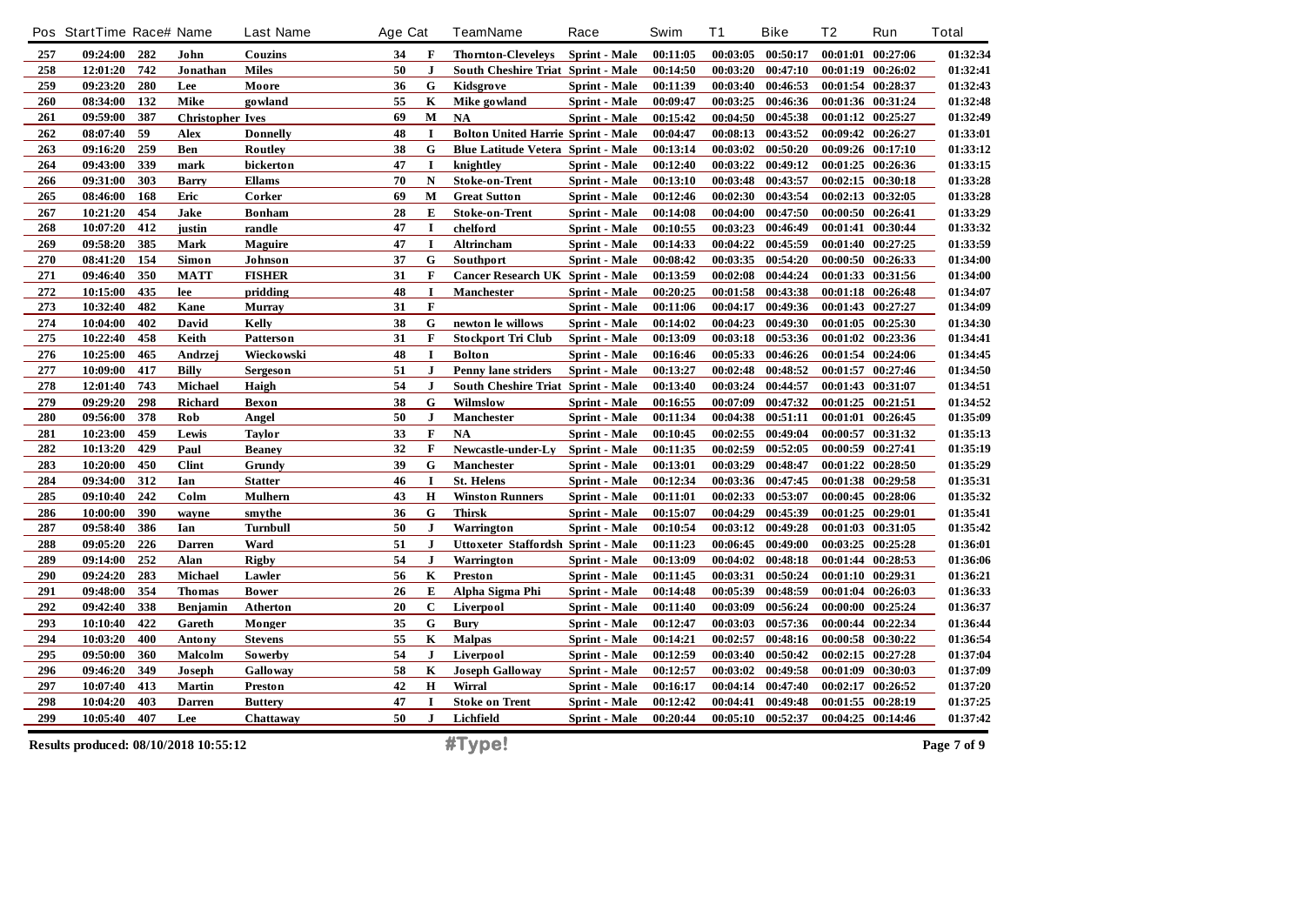| Pos | StartTime | Race# | Name | Last Name | Age | Cat | TeamName | Race | Swim | T1 | Bike | T2 | Run | Total |
|---|---|---|---|---|---|---|---|---|---|---|---|---|---|---|
| 257 | 09:24:00 | 282 | John | Couzins | 34 | F | Thornton-Cleveleys | Sprint - Male | 00:11:05 | 00:03:05 | 00:50:17 | 00:01:01 | 00:27:06 | 01:32:34 |
| 258 | 12:01:20 | 742 | Jonathan | Miles | 50 | J | South Cheshire Triat | Sprint - Male | 00:14:50 | 00:03:20 | 00:47:10 | 00:01:19 | 00:26:02 | 01:32:41 |
| 259 | 09:23:20 | 280 | Lee | Moore | 36 | G | Kidsgrove | Sprint - Male | 00:11:39 | 00:03:40 | 00:46:53 | 00:01:54 | 00:28:37 | 01:32:43 |
| 260 | 08:34:00 | 132 | Mike | gowland | 55 | K | Mike gowland | Sprint - Male | 00:09:47 | 00:03:25 | 00:46:36 | 00:01:36 | 00:31:24 | 01:32:48 |
| 261 | 09:59:00 | 387 | Christopher | Ives | 69 | M | NA | Sprint - Male | 00:15:42 | 00:04:50 | 00:45:38 | 00:01:12 | 00:25:27 | 01:32:49 |
| 262 | 08:07:40 | 59 | Alex | Donnelly | 48 | I | Bolton United Harrie | Sprint - Male | 00:04:47 | 00:08:13 | 00:43:52 | 00:09:42 | 00:26:27 | 01:33:01 |
| 263 | 09:16:20 | 259 | Ben | Routley | 38 | G | Blue Latitude Vetera | Sprint - Male | 00:13:14 | 00:03:02 | 00:50:20 | 00:09:26 | 00:17:10 | 01:33:12 |
| 264 | 09:43:00 | 339 | mark | bickerton | 47 | I | knightley | Sprint - Male | 00:12:40 | 00:03:22 | 00:49:12 | 00:01:25 | 00:26:36 | 01:33:15 |
| 266 | 09:31:00 | 303 | Barry | Ellams | 70 | N | Stoke-on-Trent | Sprint - Male | 00:13:10 | 00:03:48 | 00:43:57 | 00:02:15 | 00:30:18 | 01:33:28 |
| 265 | 08:46:00 | 168 | Eric | Corker | 69 | M | Great Sutton | Sprint - Male | 00:12:46 | 00:02:30 | 00:43:54 | 00:02:13 | 00:32:05 | 01:33:28 |
| 267 | 10:21:20 | 454 | Jake | Bonham | 28 | E | Stoke-on-Trent | Sprint - Male | 00:14:08 | 00:04:00 | 00:47:50 | 00:00:50 | 00:26:41 | 01:33:29 |
| 268 | 10:07:20 | 412 | justin | randle | 47 | I | chelford | Sprint - Male | 00:10:55 | 00:03:23 | 00:46:49 | 00:01:41 | 00:30:44 | 01:33:32 |
| 269 | 09:58:20 | 385 | Mark | Maguire | 47 | I | Altrincham | Sprint - Male | 00:14:33 | 00:04:22 | 00:45:59 | 00:01:40 | 00:27:25 | 01:33:59 |
| 270 | 08:41:20 | 154 | Simon | Johnson | 37 | G | Southport | Sprint - Male | 00:08:42 | 00:03:35 | 00:54:20 | 00:00:50 | 00:26:33 | 01:34:00 |
| 271 | 09:46:40 | 350 | MATT | FISHER | 31 | F | Cancer Research UK | Sprint - Male | 00:13:59 | 00:02:08 | 00:44:24 | 00:01:33 | 00:31:56 | 01:34:00 |
| 272 | 10:15:00 | 435 | lee | pridding | 48 | I | Manchester | Sprint - Male | 00:20:25 | 00:01:58 | 00:43:38 | 00:01:18 | 00:26:48 | 01:34:07 |
| 273 | 10:32:40 | 482 | Kane | Murray | 31 | F |  | Sprint - Male | 00:11:06 | 00:04:17 | 00:49:36 | 00:01:43 | 00:27:27 | 01:34:09 |
| 274 | 10:04:00 | 402 | David | Kelly | 38 | G | newton le willows | Sprint - Male | 00:14:02 | 00:04:23 | 00:49:30 | 00:01:05 | 00:25:30 | 01:34:30 |
| 275 | 10:22:40 | 458 | Keith | Patterson | 31 | F | Stockport Tri Club | Sprint - Male | 00:13:09 | 00:03:18 | 00:53:36 | 00:01:02 | 00:23:36 | 01:34:41 |
| 276 | 10:25:00 | 465 | Andrzej | Wieckowski | 48 | I | Bolton | Sprint - Male | 00:16:46 | 00:05:33 | 00:46:26 | 00:01:54 | 00:24:06 | 01:34:45 |
| 277 | 10:09:00 | 417 | Billy | Sergeson | 51 | J | Penny lane striders | Sprint - Male | 00:13:27 | 00:02:48 | 00:48:52 | 00:01:57 | 00:27:46 | 01:34:50 |
| 278 | 12:01:40 | 743 | Michael | Haigh | 54 | J | South Cheshire Triat | Sprint - Male | 00:13:40 | 00:03:24 | 00:44:57 | 00:01:43 | 00:31:07 | 01:34:51 |
| 279 | 09:29:20 | 298 | Richard | Bexon | 38 | G | Wilmslow | Sprint - Male | 00:16:55 | 00:07:09 | 00:47:32 | 00:01:25 | 00:21:51 | 01:34:52 |
| 280 | 09:56:00 | 378 | Rob | Angel | 50 | J | Manchester | Sprint - Male | 00:11:34 | 00:04:38 | 00:51:11 | 00:01:01 | 00:26:45 | 01:35:09 |
| 281 | 10:23:00 | 459 | Lewis | Taylor | 33 | F | NA | Sprint - Male | 00:10:45 | 00:02:55 | 00:49:04 | 00:00:57 | 00:31:32 | 01:35:13 |
| 282 | 10:13:20 | 429 | Paul | Beaney | 32 | F | Newcastle-under-Ly | Sprint - Male | 00:11:35 | 00:02:59 | 00:52:05 | 00:00:59 | 00:27:41 | 01:35:19 |
| 283 | 10:20:00 | 450 | Clint | Grundy | 39 | G | Manchester | Sprint - Male | 00:13:01 | 00:03:29 | 00:48:47 | 00:01:22 | 00:28:50 | 01:35:29 |
| 284 | 09:34:00 | 312 | Ian | Statter | 46 | I | St. Helens | Sprint - Male | 00:12:34 | 00:03:36 | 00:47:45 | 00:01:38 | 00:29:58 | 01:35:31 |
| 285 | 09:10:40 | 242 | Colm | Mulhern | 43 | H | Winston Runners | Sprint - Male | 00:11:01 | 00:02:33 | 00:53:07 | 00:00:45 | 00:28:06 | 01:35:32 |
| 286 | 10:00:00 | 390 | wayne | smythe | 36 | G | Thirsk | Sprint - Male | 00:15:07 | 00:04:29 | 00:45:39 | 00:01:25 | 00:29:01 | 01:35:41 |
| 287 | 09:58:40 | 386 | Ian | Turnbull | 50 | J | Warrington | Sprint - Male | 00:10:54 | 00:03:12 | 00:49:28 | 00:01:03 | 00:31:05 | 01:35:42 |
| 288 | 09:05:20 | 226 | Darren | Ward | 51 | J | Uttoxeter Staffordsh | Sprint - Male | 00:11:23 | 00:06:45 | 00:49:00 | 00:03:25 | 00:25:28 | 01:36:01 |
| 289 | 09:14:00 | 252 | Alan | Rigby | 54 | J | Warrington | Sprint - Male | 00:13:09 | 00:04:02 | 00:48:18 | 00:01:44 | 00:28:53 | 01:36:06 |
| 290 | 09:24:20 | 283 | Michael | Lawler | 56 | K | Preston | Sprint - Male | 00:11:45 | 00:03:31 | 00:50:24 | 00:01:10 | 00:29:31 | 01:36:21 |
| 291 | 09:48:00 | 354 | Thomas | Bower | 26 | E | Alpha Sigma Phi | Sprint - Male | 00:14:48 | 00:05:39 | 00:48:59 | 00:01:04 | 00:26:03 | 01:36:33 |
| 292 | 09:42:40 | 338 | Benjamin | Atherton | 20 | C | Liverpool | Sprint - Male | 00:11:40 | 00:03:09 | 00:56:24 | 00:00:00 | 00:25:24 | 01:36:37 |
| 293 | 10:10:40 | 422 | Gareth | Monger | 35 | G | Bury | Sprint - Male | 00:12:47 | 00:03:03 | 00:57:36 | 00:00:44 | 00:22:34 | 01:36:44 |
| 294 | 10:03:20 | 400 | Antony | Stevens | 55 | K | Malpas | Sprint - Male | 00:14:21 | 00:02:57 | 00:48:16 | 00:00:58 | 00:30:22 | 01:36:54 |
| 295 | 09:50:00 | 360 | Malcolm | Sowerby | 54 | J | Liverpool | Sprint - Male | 00:12:59 | 00:03:40 | 00:50:42 | 00:02:15 | 00:27:28 | 01:37:04 |
| 296 | 09:46:20 | 349 | Joseph | Galloway | 58 | K | Joseph Galloway | Sprint - Male | 00:12:57 | 00:03:02 | 00:49:58 | 00:01:09 | 00:30:03 | 01:37:09 |
| 297 | 10:07:40 | 413 | Martin | Preston | 42 | H | Wirral | Sprint - Male | 00:16:17 | 00:04:14 | 00:47:40 | 00:02:17 | 00:26:52 | 01:37:20 |
| 298 | 10:04:20 | 403 | Darren | Buttery | 47 | I | Stoke on Trent | Sprint - Male | 00:12:42 | 00:04:41 | 00:49:48 | 00:01:55 | 00:28:19 | 01:37:25 |
| 299 | 10:05:40 | 407 | Lee | Chattaway | 50 | J | Lichfield | Sprint - Male | 00:20:44 | 00:05:10 | 00:52:37 | 00:04:25 | 00:14:46 | 01:37:42 |

Results produced: 08/10/2018 10:55:12 #Type!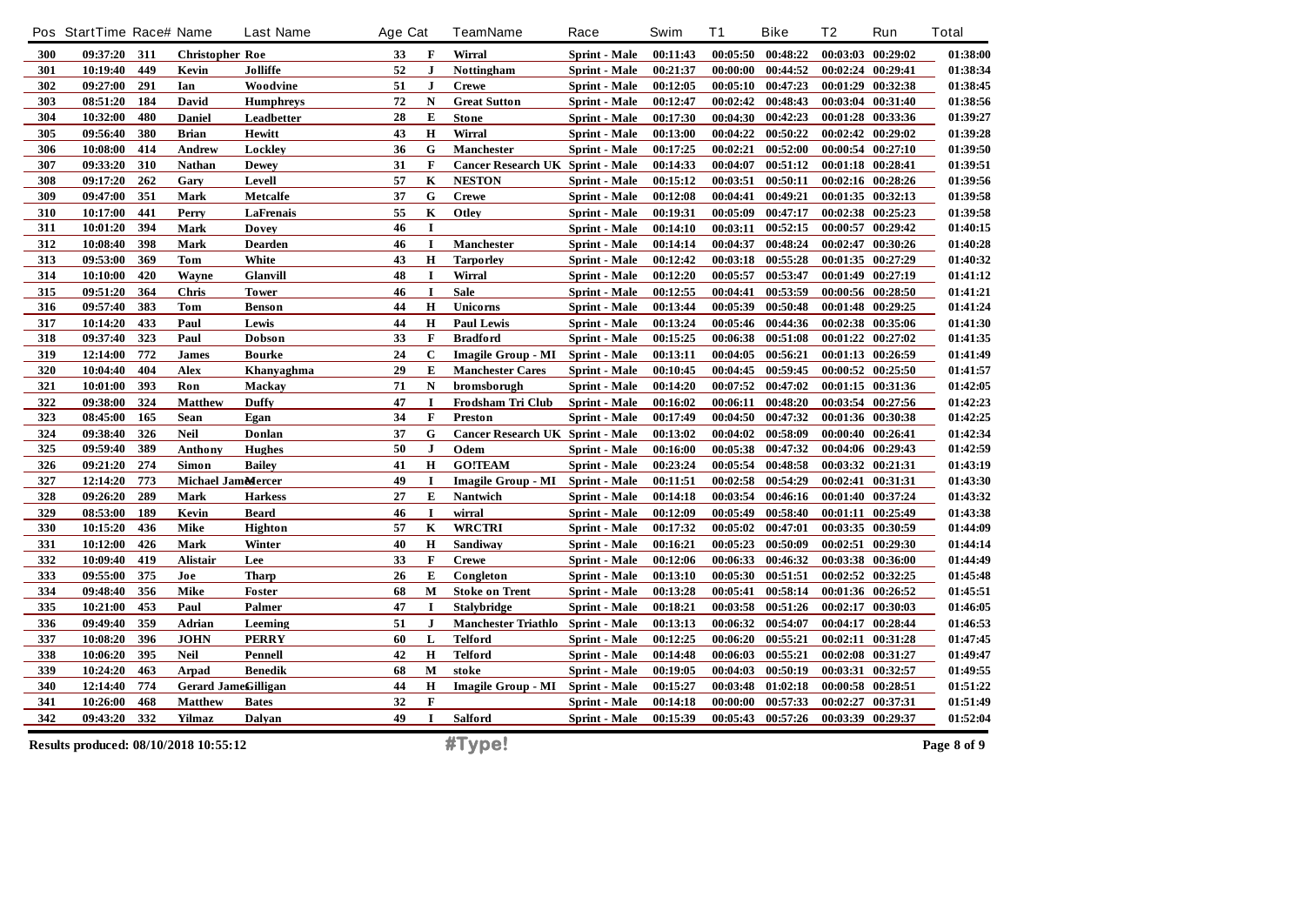| Pos | StartTime | Race# | Name | Last Name | Age | Cat | TeamName | Race | Swim | T1 | Bike | T2 | Run | Total |
|---|---|---|---|---|---|---|---|---|---|---|---|---|---|---|
| 300 | 09:37:20 | 311 | Christopher | Roe | 33 | F | Wirral | Sprint - Male | 00:11:43 | 00:05:50 | 00:48:22 | 00:03:03 | 00:29:02 | 01:38:00 |
| 301 | 10:19:40 | 449 | Kevin | Jolliffe | 52 | J | Nottingham | Sprint - Male | 00:21:37 | 00:00:00 | 00:44:52 | 00:02:24 | 00:29:41 | 01:38:34 |
| 302 | 09:27:00 | 291 | Ian | Woodvine | 51 | J | Crewe | Sprint - Male | 00:12:05 | 00:05:10 | 00:47:23 | 00:01:29 | 00:32:38 | 01:38:45 |
| 303 | 08:51:20 | 184 | David | Humphreys | 72 | N | Great Sutton | Sprint - Male | 00:12:47 | 00:02:42 | 00:48:43 | 00:03:04 | 00:31:40 | 01:38:56 |
| 304 | 10:32:00 | 480 | Daniel | Leadbetter | 28 | E | Stone | Sprint - Male | 00:17:30 | 00:04:30 | 00:42:23 | 00:01:28 | 00:33:36 | 01:39:27 |
| 305 | 09:56:40 | 380 | Brian | Hewitt | 43 | H | Wirral | Sprint - Male | 00:13:00 | 00:04:22 | 00:50:22 | 00:02:42 | 00:29:02 | 01:39:28 |
| 306 | 10:08:00 | 414 | Andrew | Lockley | 36 | G | Manchester | Sprint - Male | 00:17:25 | 00:02:21 | 00:52:00 | 00:00:54 | 00:27:10 | 01:39:50 |
| 307 | 09:33:20 | 310 | Nathan | Dewey | 31 | F | Cancer Research UK | Sprint - Male | 00:14:33 | 00:04:07 | 00:51:12 | 00:01:18 | 00:28:41 | 01:39:51 |
| 308 | 09:17:20 | 262 | Gary | Levell | 57 | K | NESTON | Sprint - Male | 00:15:12 | 00:03:51 | 00:50:11 | 00:02:16 | 00:28:26 | 01:39:56 |
| 309 | 09:47:00 | 351 | Mark | Metcalfe | 37 | G | Crewe | Sprint - Male | 00:12:08 | 00:04:41 | 00:49:21 | 00:01:35 | 00:32:13 | 01:39:58 |
| 310 | 10:17:00 | 441 | Perry | LaFrenais | 55 | K | Otley | Sprint - Male | 00:19:31 | 00:05:09 | 00:47:17 | 00:02:38 | 00:25:23 | 01:39:58 |
| 311 | 10:01:20 | 394 | Mark | Dovey | 46 | I | | Sprint - Male | 00:14:10 | 00:03:11 | 00:52:15 | 00:00:57 | 00:29:42 | 01:40:15 |
| 312 | 10:08:40 | 398 | Mark | Dearden | 46 | I | Manchester | Sprint - Male | 00:14:14 | 00:04:37 | 00:48:24 | 00:02:47 | 00:30:26 | 01:40:28 |
| 313 | 09:53:00 | 369 | Tom | White | 43 | H | Tarporley | Sprint - Male | 00:12:42 | 00:03:18 | 00:55:28 | 00:01:35 | 00:27:29 | 01:40:32 |
| 314 | 10:10:00 | 420 | Wayne | Glanvill | 48 | I | Wirral | Sprint - Male | 00:12:20 | 00:05:57 | 00:53:47 | 00:01:49 | 00:27:19 | 01:41:12 |
| 315 | 09:51:20 | 364 | Chris | Tower | 46 | I | Sale | Sprint - Male | 00:12:55 | 00:04:41 | 00:53:59 | 00:00:56 | 00:28:50 | 01:41:21 |
| 316 | 09:57:40 | 383 | Tom | Benson | 44 | H | Unicorns | Sprint - Male | 00:13:44 | 00:05:39 | 00:50:48 | 00:01:48 | 00:29:25 | 01:41:24 |
| 317 | 10:14:20 | 433 | Paul | Lewis | 44 | H | Paul Lewis | Sprint - Male | 00:13:24 | 00:05:46 | 00:44:36 | 00:02:38 | 00:35:06 | 01:41:30 |
| 318 | 09:37:40 | 323 | Paul | Dobson | 33 | F | Bradford | Sprint - Male | 00:15:25 | 00:06:38 | 00:51:08 | 00:01:22 | 00:27:02 | 01:41:35 |
| 319 | 12:14:00 | 772 | James | Bourke | 24 | C | Imagile Group - MI | Sprint - Male | 00:13:11 | 00:04:05 | 00:56:21 | 00:01:13 | 00:26:59 | 01:41:49 |
| 320 | 10:04:40 | 404 | Alex | Khanyaghma | 29 | E | Manchester Cares | Sprint - Male | 00:10:45 | 00:04:45 | 00:59:45 | 00:00:52 | 00:25:50 | 01:41:57 |
| 321 | 10:01:00 | 393 | Ron | Mackay | 71 | N | bromsborugh | Sprint - Male | 00:14:20 | 00:07:52 | 00:47:02 | 00:01:15 | 00:31:36 | 01:42:05 |
| 322 | 09:38:00 | 324 | Matthew | Duffy | 47 | I | Frodsham Tri Club | Sprint - Male | 00:16:02 | 00:06:11 | 00:48:20 | 00:03:54 | 00:27:56 | 01:42:23 |
| 323 | 08:45:00 | 165 | Sean | Egan | 34 | F | Preston | Sprint - Male | 00:17:49 | 00:04:50 | 00:47:32 | 00:01:36 | 00:30:38 | 01:42:25 |
| 324 | 09:38:40 | 326 | Neil | Donlan | 37 | G | Cancer Research UK | Sprint - Male | 00:13:02 | 00:04:02 | 00:58:09 | 00:00:40 | 00:26:41 | 01:42:34 |
| 325 | 09:59:40 | 389 | Anthony | Hughes | 50 | J | Odem | Sprint - Male | 00:16:00 | 00:05:38 | 00:47:32 | 00:04:06 | 00:29:43 | 01:42:59 |
| 326 | 09:21:20 | 274 | Simon | Bailey | 41 | H | GO!TEAM | Sprint - Male | 00:23:24 | 00:05:54 | 00:48:58 | 00:03:32 | 00:21:31 | 01:43:19 |
| 327 | 12:14:20 | 773 | Michael James | Mercer | 49 | I | Imagile Group - MI | Sprint - Male | 00:11:51 | 00:02:58 | 00:54:29 | 00:02:41 | 00:31:31 | 01:43:30 |
| 328 | 09:26:20 | 289 | Mark | Harkess | 27 | E | Nantwich | Sprint - Male | 00:14:18 | 00:03:54 | 00:46:16 | 00:01:40 | 00:37:24 | 01:43:32 |
| 329 | 08:53:00 | 189 | Kevin | Beard | 46 | I | wirral | Sprint - Male | 00:12:09 | 00:05:49 | 00:58:40 | 00:01:11 | 00:25:49 | 01:43:38 |
| 330 | 10:15:20 | 436 | Mike | Highton | 57 | K | WRCTRI | Sprint - Male | 00:17:32 | 00:05:02 | 00:47:01 | 00:03:35 | 00:30:59 | 01:44:09 |
| 331 | 10:12:00 | 426 | Mark | Winter | 40 | H | Sandiway | Sprint - Male | 00:16:21 | 00:05:23 | 00:50:09 | 00:02:51 | 00:29:30 | 01:44:14 |
| 332 | 10:09:40 | 419 | Alistair | Lee | 33 | F | Crewe | Sprint - Male | 00:12:06 | 00:06:33 | 00:46:32 | 00:03:38 | 00:36:00 | 01:44:49 |
| 333 | 09:55:00 | 375 | Joe | Tharp | 26 | E | Congleton | Sprint - Male | 00:13:10 | 00:05:30 | 00:51:51 | 00:02:52 | 00:32:25 | 01:45:48 |
| 334 | 09:48:40 | 356 | Mike | Foster | 68 | M | Stoke on Trent | Sprint - Male | 00:13:28 | 00:05:41 | 00:58:14 | 00:01:36 | 00:26:52 | 01:45:51 |
| 335 | 10:21:00 | 453 | Paul | Palmer | 47 | I | Stalybridge | Sprint - Male | 00:18:21 | 00:03:58 | 00:51:26 | 00:02:17 | 00:30:03 | 01:46:05 |
| 336 | 09:49:40 | 359 | Adrian | Leeming | 51 | J | Manchester Triathlo | Sprint - Male | 00:13:13 | 00:06:32 | 00:54:07 | 00:04:17 | 00:28:44 | 01:46:53 |
| 337 | 10:08:20 | 396 | JOHN | PERRY | 60 | L | Telford | Sprint - Male | 00:12:25 | 00:06:20 | 00:55:21 | 00:02:11 | 00:31:28 | 01:47:45 |
| 338 | 10:06:20 | 395 | Neil | Pennell | 42 | H | Telford | Sprint - Male | 00:14:48 | 00:06:03 | 00:55:21 | 00:02:08 | 00:31:27 | 01:49:47 |
| 339 | 10:24:20 | 463 | Arpad | Benedik | 68 | M | stoke | Sprint - Male | 00:19:05 | 00:04:03 | 00:50:19 | 00:03:31 | 00:32:57 | 01:49:55 |
| 340 | 12:14:40 | 774 | Gerard James | Gilligan | 44 | H | Imagile Group - MI | Sprint - Male | 00:15:27 | 00:03:48 | 01:02:18 | 00:00:58 | 00:28:51 | 01:51:22 |
| 341 | 10:26:00 | 468 | Matthew | Bates | 32 | F | | Sprint - Male | 00:14:18 | 00:00:00 | 00:57:33 | 00:02:27 | 00:37:31 | 01:51:49 |
| 342 | 09:43:20 | 332 | Yilmaz | Dalyan | 49 | I | Salford | Sprint - Male | 00:15:39 | 00:05:43 | 00:57:26 | 00:03:39 | 00:29:37 | 01:52:04 |

Results produced: 08/10/2018 10:55:12

#Type!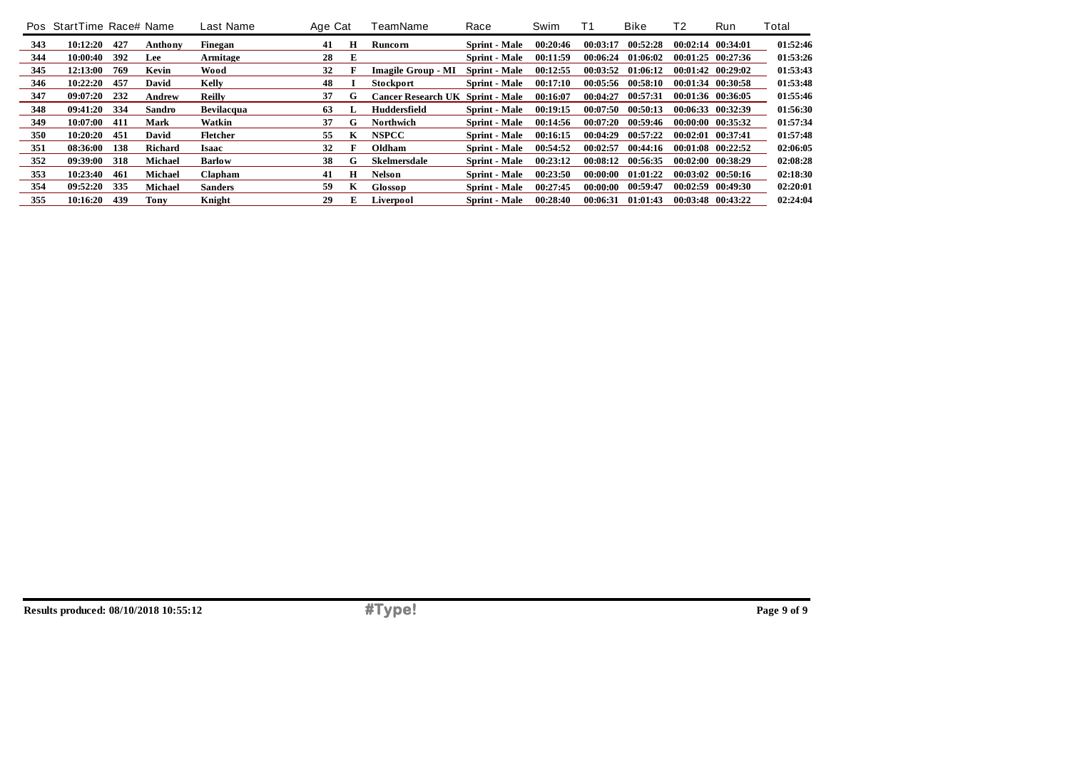| Pos | StartTime | Race# | Name | Last Name | Age | Cat | TeamName | Race | Swim | T1 | Bike | T2 | Run | Total |
|---|---|---|---|---|---|---|---|---|---|---|---|---|---|---|
| 343 | 10:12:20 | 427 | Anthony | Finegan | 41 | H | Runcorn | Sprint - Male | 00:20:46 | 00:03:17 | 00:52:28 | 00:02:14 | 00:34:01 | 01:52:46 |
| 344 | 10:00:40 | 392 | Lee | Armitage | 28 | E | | Sprint - Male | 00:11:59 | 00:06:24 | 01:06:02 | 00:01:25 | 00:27:36 | 01:53:26 |
| 345 | 12:13:00 | 769 | Kevin | Wood | 32 | F | Imagile Group - MI | Sprint - Male | 00:12:55 | 00:03:52 | 01:06:12 | 00:01:42 | 00:29:02 | 01:53:43 |
| 346 | 10:22:20 | 457 | David | Kelly | 48 | I | Stockport | Sprint - Male | 00:17:10 | 00:05:56 | 00:58:10 | 00:01:34 | 00:30:58 | 01:53:48 |
| 347 | 09:07:20 | 232 | Andrew | Reilly | 37 | G | Cancer Research UK | Sprint - Male | 00:16:07 | 00:04:27 | 00:57:31 | 00:01:36 | 00:36:05 | 01:55:46 |
| 348 | 09:41:20 | 334 | Sandro | Bevilacqua | 63 | L | Huddersfield | Sprint - Male | 00:19:15 | 00:07:50 | 00:50:13 | 00:06:33 | 00:32:39 | 01:56:30 |
| 349 | 10:07:00 | 411 | Mark | Watkin | 37 | G | Northwich | Sprint - Male | 00:14:56 | 00:07:20 | 00:59:46 | 00:00:00 | 00:35:32 | 01:57:34 |
| 350 | 10:20:20 | 451 | David | Fletcher | 55 | K | NSPCC | Sprint - Male | 00:16:15 | 00:04:29 | 00:57:22 | 00:02:01 | 00:37:41 | 01:57:48 |
| 351 | 08:36:00 | 138 | Richard | Isaac | 32 | F | Oldham | Sprint - Male | 00:54:52 | 00:02:57 | 00:44:16 | 00:01:08 | 00:22:52 | 02:06:05 |
| 352 | 09:39:00 | 318 | Michael | Barlow | 38 | G | Skelmersdale | Sprint - Male | 00:23:12 | 00:08:12 | 00:56:35 | 00:02:00 | 00:38:29 | 02:08:28 |
| 353 | 10:23:40 | 461 | Michael | Clapham | 41 | H | Nelson | Sprint - Male | 00:23:50 | 00:00:00 | 01:01:22 | 00:03:02 | 00:50:16 | 02:18:30 |
| 354 | 09:52:20 | 335 | Michael | Sanders | 59 | K | Glossop | Sprint - Male | 00:27:45 | 00:00:00 | 00:59:47 | 00:02:59 | 00:49:30 | 02:20:01 |
| 355 | 10:16:20 | 439 | Tony | Knight | 29 | E | Liverpool | Sprint - Male | 00:28:40 | 00:06:31 | 01:01:43 | 00:03:48 | 00:43:22 | 02:24:04 |

Results produced: 08/10/2018 10:55:12

#Type!